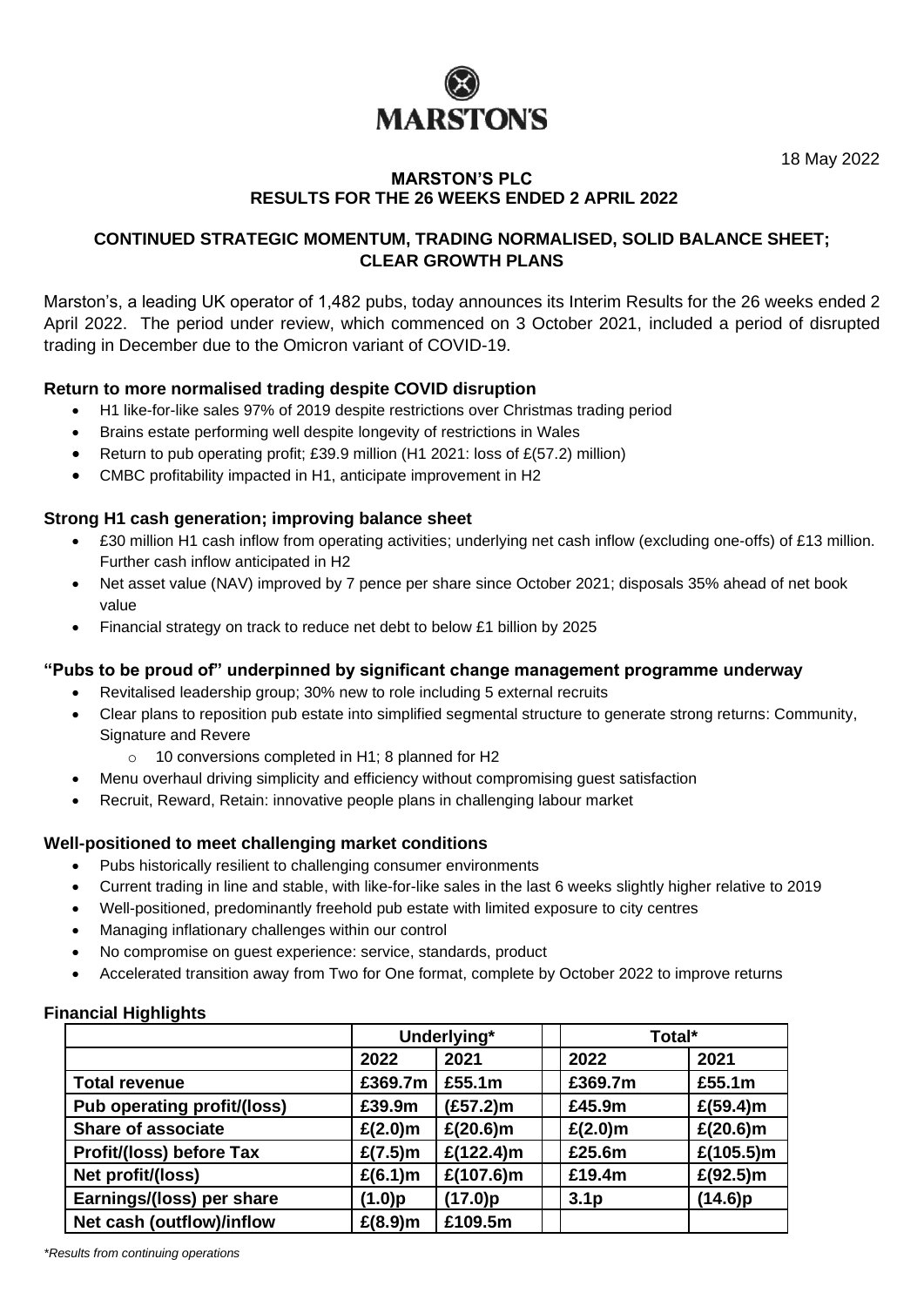MARSTON'S

18 May 2022

# MARSTON'S PLC
## RESULTS FOR THE 26 WEEKS ENDED 2 APRIL 2022

## CONTINUED STRATEGIC MOMENTUM, TRADING NORMALISED, SOLID BALANCE SHEET; CLEAR GROWTH PLANS

Marston's, a leading UK operator of 1,482 pubs, today announces its Interim Results for the 26 weeks ended 2 April 2022. The period under review, which commenced on 3 October 2021, included a period of disrupted trading in December due to the Omicron variant of COVID-19.

### Return to more normalised trading despite COVID disruption

- H1 like-for-like sales 97% of 2019 despite restrictions over Christmas trading period
- Brains estate performing well despite longevity of restrictions in Wales
- Return to pub operating profit; £39.9 million (H1 2021: loss of £(57.2) million)
- CMBC profitability impacted in H1, anticipate improvement in H2

### Strong H1 cash generation; improving balance sheet

- £30 million H1 cash inflow from operating activities; underlying net cash inflow (excluding one-offs) of £13 million. Further cash inflow anticipated in H2
- Net asset value (NAV) improved by 7 pence per share since October 2021; disposals 35% ahead of net book value
- Financial strategy on track to reduce net debt to below £1 billion by 2025

### "Pubs to be proud of" underpinned by significant change management programme underway

- Revitalised leadership group; 30% new to role including 5 external recruits
- Clear plans to reposition pub estate into simplified segmental structure to generate strong returns: Community, Signature and Revere
  - 10 conversions completed in H1; 8 planned for H2
- Menu overhaul driving simplicity and efficiency without compromising guest satisfaction
- Recruit, Reward, Retain: innovative people plans in challenging labour market

### Well-positioned to meet challenging market conditions

- Pubs historically resilient to challenging consumer environments
- Current trading in line and stable, with like-for-like sales in the last 6 weeks slightly higher relative to 2019
- Well-positioned, predominantly freehold pub estate with limited exposure to city centres
- Managing inflationary challenges within our control
- No compromise on guest experience: service, standards, product
- Accelerated transition away from Two for One format, complete by October 2022 to improve returns

### Financial Highlights

| | Underlying* | | | Total* | |
|---|---|---|---|---|---|
| | **2022** | **2021** | | **2022** | **2021** |
| **Total revenue** | **£369.7m** | **£55.1m** | | **£369.7m** | **£55.1m** |
| **Pub operating profit/(loss)** | **£39.9m** | **(£57.2)m** | | **£45.9m** | **£(59.4)m** |
| **Share of associate** | **£(2.0)m** | **£(20.6)m** | | **£(2.0)m** | **£(20.6)m** |
| **Profit/(loss) before Tax** | **£(7.5)m** | **£(122.4)m** | | **£25.6m** | **£(105.5)m** |
| **Net profit/(loss)** | **£(6.1)m** | **£(107.6)m** | | **£19.4m** | **£(92.5)m** |
| **Earnings/(loss) per share** | **(1.0)p** | **(17.0)p** | | **3.1p** | **(14.6)p** |
| **Net cash (outflow)/inflow** | **£(8.9)m** | **£109.5m** | | | |

*\*Results from continuing operations*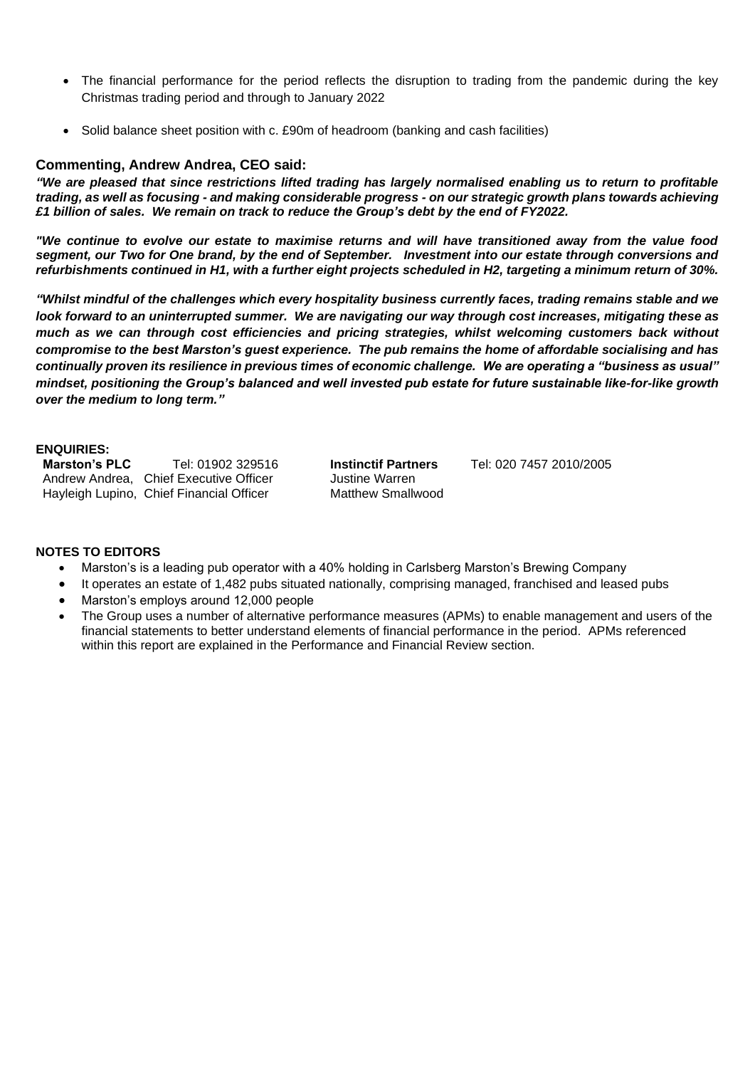- The financial performance for the period reflects the disruption to trading from the pandemic during the key Christmas trading period and through to January 2022
- Solid balance sheet position with c. £90m of headroom (banking and cash facilities)

### Commenting, Andrew Andrea, CEO said:

***"We are pleased that since restrictions lifted trading has largely normalised enabling us to return to profitable trading, as well as focusing - and making considerable progress - on our strategic growth plans towards achieving £1 billion of sales. We remain on track to reduce the Group's debt by the end of FY2022.***

***"We continue to evolve our estate to maximise returns and will have transitioned away from the value food segment, our Two for One brand, by the end of September. Investment into our estate through conversions and refurbishments continued in H1, with a further eight projects scheduled in H2, targeting a minimum return of 30%.***

***"Whilst mindful of the challenges which every hospitality business currently faces, trading remains stable and we look forward to an uninterrupted summer. We are navigating our way through cost increases, mitigating these as much as we can through cost efficiencies and pricing strategies, whilst welcoming customers back without compromise to the best Marston's guest experience. The pub remains the home of affordable socialising and has continually proven its resilience in previous times of economic challenge. We are operating a "business as usual" mindset, positioning the Group's balanced and well invested pub estate for future sustainable like-for-like growth over the medium to long term."***

**ENQUIRIES:**

| **Marston's PLC** | Tel: 01902 329516 | **Instinctif Partners** | Tel: 020 7457 2010/2005 |
|---|---|---|---|
| Andrew Andrea, | Chief Executive Officer | Justine Warren | |
| Hayleigh Lupino, | Chief Financial Officer | Matthew Smallwood | |

**NOTES TO EDITORS**

- Marston's is a leading pub operator with a 40% holding in Carlsberg Marston's Brewing Company
- It operates an estate of 1,482 pubs situated nationally, comprising managed, franchised and leased pubs
- Marston's employs around 12,000 people
- The Group uses a number of alternative performance measures (APMs) to enable management and users of the financial statements to better understand elements of financial performance in the period. APMs referenced within this report are explained in the Performance and Financial Review section.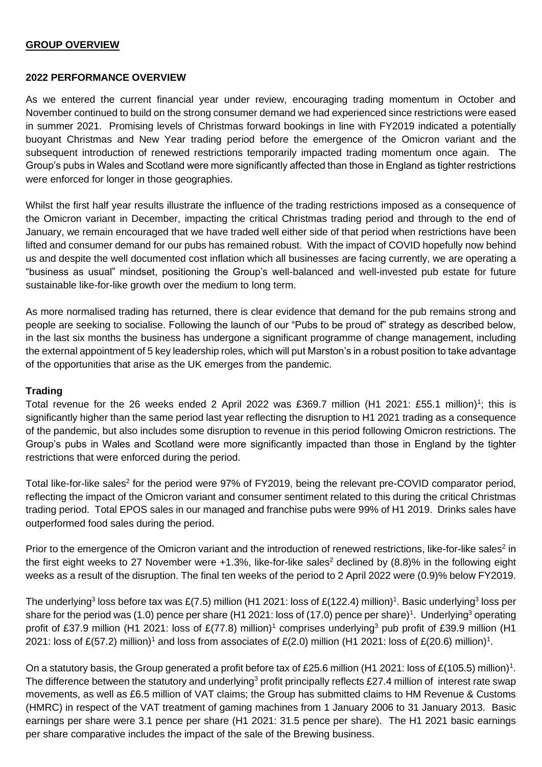## GROUP OVERVIEW

### 2022 PERFORMANCE OVERVIEW

As we entered the current financial year under review, encouraging trading momentum in October and November continued to build on the strong consumer demand we had experienced since restrictions were eased in summer 2021. Promising levels of Christmas forward bookings in line with FY2019 indicated a potentially buoyant Christmas and New Year trading period before the emergence of the Omicron variant and the subsequent introduction of renewed restrictions temporarily impacted trading momentum once again. The Group's pubs in Wales and Scotland were more significantly affected than those in England as tighter restrictions were enforced for longer in those geographies.

Whilst the first half year results illustrate the influence of the trading restrictions imposed as a consequence of the Omicron variant in December, impacting the critical Christmas trading period and through to the end of January, we remain encouraged that we have traded well either side of that period when restrictions have been lifted and consumer demand for our pubs has remained robust. With the impact of COVID hopefully now behind us and despite the well documented cost inflation which all businesses are facing currently, we are operating a "business as usual" mindset, positioning the Group's well-balanced and well-invested pub estate for future sustainable like-for-like growth over the medium to long term.

As more normalised trading has returned, there is clear evidence that demand for the pub remains strong and people are seeking to socialise. Following the launch of our "Pubs to be proud of" strategy as described below, in the last six months the business has undergone a significant programme of change management, including the external appointment of 5 key leadership roles, which will put Marston's in a robust position to take advantage of the opportunities that arise as the UK emerges from the pandemic.

**Trading**

Total revenue for the 26 weeks ended 2 April 2022 was £369.7 million (H1 2021: £55.1 million)[1]; this is significantly higher than the same period last year reflecting the disruption to H1 2021 trading as a consequence of the pandemic, but also includes some disruption to revenue in this period following Omicron restrictions. The Group's pubs in Wales and Scotland were more significantly impacted than those in England by the tighter restrictions that were enforced during the period.

Total like-for-like sales[2] for the period were 97% of FY2019, being the relevant pre-COVID comparator period, reflecting the impact of the Omicron variant and consumer sentiment related to this during the critical Christmas trading period. Total EPOS sales in our managed and franchise pubs were 99% of H1 2019. Drinks sales have outperformed food sales during the period.

Prior to the emergence of the Omicron variant and the introduction of renewed restrictions, like-for-like sales[2] in the first eight weeks to 27 November were +1.3%, like-for-like sales[2] declined by (8.8)% in the following eight weeks as a result of the disruption. The final ten weeks of the period to 2 April 2022 were (0.9)% below FY2019.

The underlying[3] loss before tax was £(7.5) million (H1 2021: loss of £(122.4) million)[1]. Basic underlying[3] loss per share for the period was (1.0) pence per share (H1 2021: loss of (17.0) pence per share)[1]. Underlying[3] operating profit of £37.9 million (H1 2021: loss of £(77.8) million)[1] comprises underlying[3] pub profit of £39.9 million (H1 2021: loss of £(57.2) million)[1] and loss from associates of £(2.0) million (H1 2021: loss of £(20.6) million)[1].

On a statutory basis, the Group generated a profit before tax of £25.6 million (H1 2021: loss of £(105.5) million)[1]. The difference between the statutory and underlying[3] profit principally reflects £27.4 million of interest rate swap movements, as well as £6.5 million of VAT claims; the Group has submitted claims to HM Revenue & Customs (HMRC) in respect of the VAT treatment of gaming machines from 1 January 2006 to 31 January 2013. Basic earnings per share were 3.1 pence per share (H1 2021: 31.5 pence per share). The H1 2021 basic earnings per share comparative includes the impact of the sale of the Brewing business.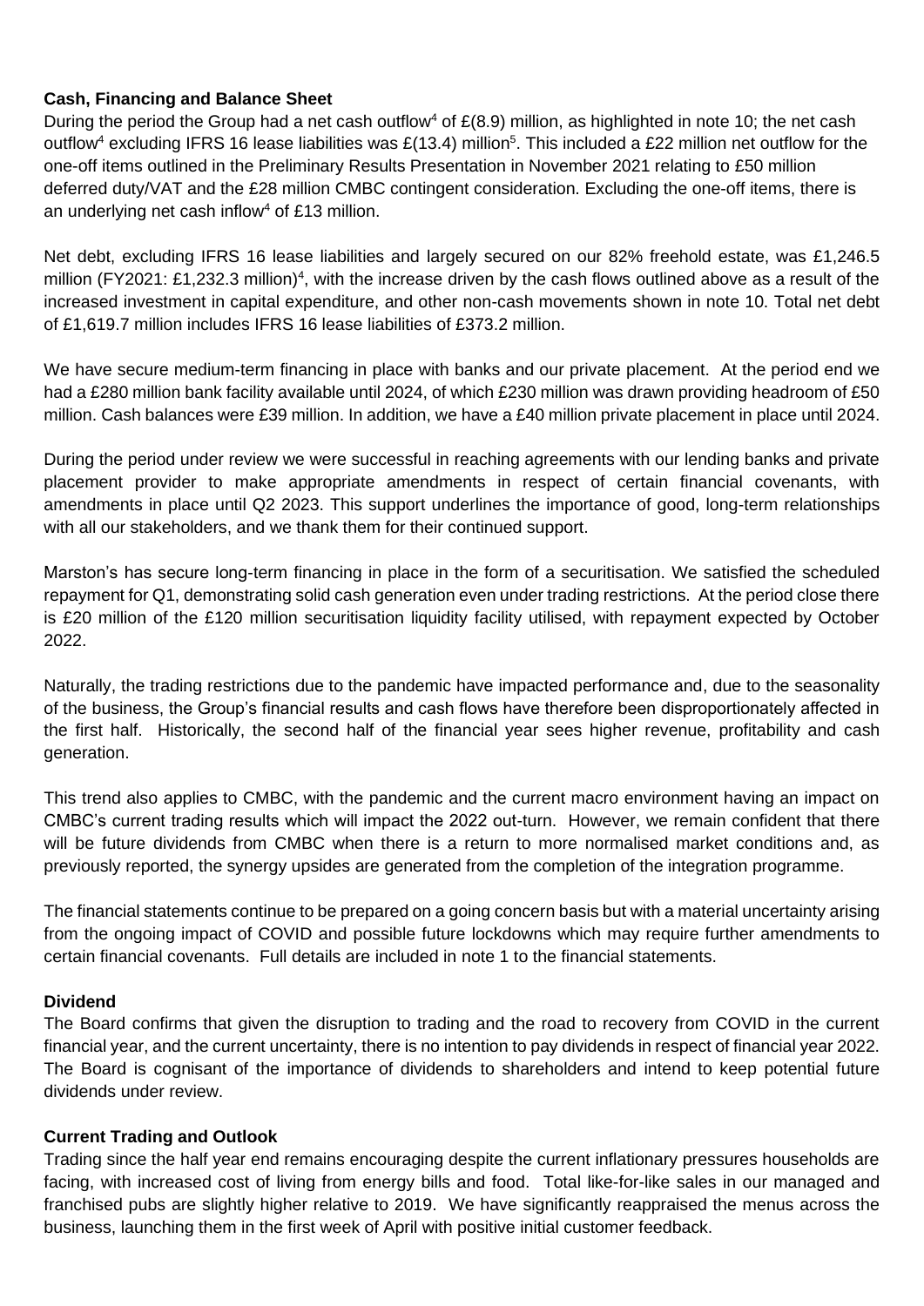**Cash, Financing and Balance Sheet**

During the period the Group had a net cash outflow[4] of £(8.9) million, as highlighted in note 10; the net cash outflow[4] excluding IFRS 16 lease liabilities was £(13.4) million[5]. This included a £22 million net outflow for the one-off items outlined in the Preliminary Results Presentation in November 2021 relating to £50 million deferred duty/VAT and the £28 million CMBC contingent consideration. Excluding the one-off items, there is an underlying net cash inflow[4] of £13 million.

Net debt, excluding IFRS 16 lease liabilities and largely secured on our 82% freehold estate, was £1,246.5 million (FY2021: £1,232.3 million)[4], with the increase driven by the cash flows outlined above as a result of the increased investment in capital expenditure, and other non-cash movements shown in note 10. Total net debt of £1,619.7 million includes IFRS 16 lease liabilities of £373.2 million.

We have secure medium-term financing in place with banks and our private placement. At the period end we had a £280 million bank facility available until 2024, of which £230 million was drawn providing headroom of £50 million. Cash balances were £39 million. In addition, we have a £40 million private placement in place until 2024.

During the period under review we were successful in reaching agreements with our lending banks and private placement provider to make appropriate amendments in respect of certain financial covenants, with amendments in place until Q2 2023. This support underlines the importance of good, long-term relationships with all our stakeholders, and we thank them for their continued support.

Marston's has secure long-term financing in place in the form of a securitisation. We satisfied the scheduled repayment for Q1, demonstrating solid cash generation even under trading restrictions. At the period close there is £20 million of the £120 million securitisation liquidity facility utilised, with repayment expected by October 2022.

Naturally, the trading restrictions due to the pandemic have impacted performance and, due to the seasonality of the business, the Group's financial results and cash flows have therefore been disproportionately affected in the first half. Historically, the second half of the financial year sees higher revenue, profitability and cash generation.

This trend also applies to CMBC, with the pandemic and the current macro environment having an impact on CMBC's current trading results which will impact the 2022 out-turn. However, we remain confident that there will be future dividends from CMBC when there is a return to more normalised market conditions and, as previously reported, the synergy upsides are generated from the completion of the integration programme.

The financial statements continue to be prepared on a going concern basis but with a material uncertainty arising from the ongoing impact of COVID and possible future lockdowns which may require further amendments to certain financial covenants. Full details are included in note 1 to the financial statements.

**Dividend**

The Board confirms that given the disruption to trading and the road to recovery from COVID in the current financial year, and the current uncertainty, there is no intention to pay dividends in respect of financial year 2022. The Board is cognisant of the importance of dividends to shareholders and intend to keep potential future dividends under review.

**Current Trading and Outlook**

Trading since the half year end remains encouraging despite the current inflationary pressures households are facing, with increased cost of living from energy bills and food. Total like-for-like sales in our managed and franchised pubs are slightly higher relative to 2019. We have significantly reappraised the menus across the business, launching them in the first week of April with positive initial customer feedback.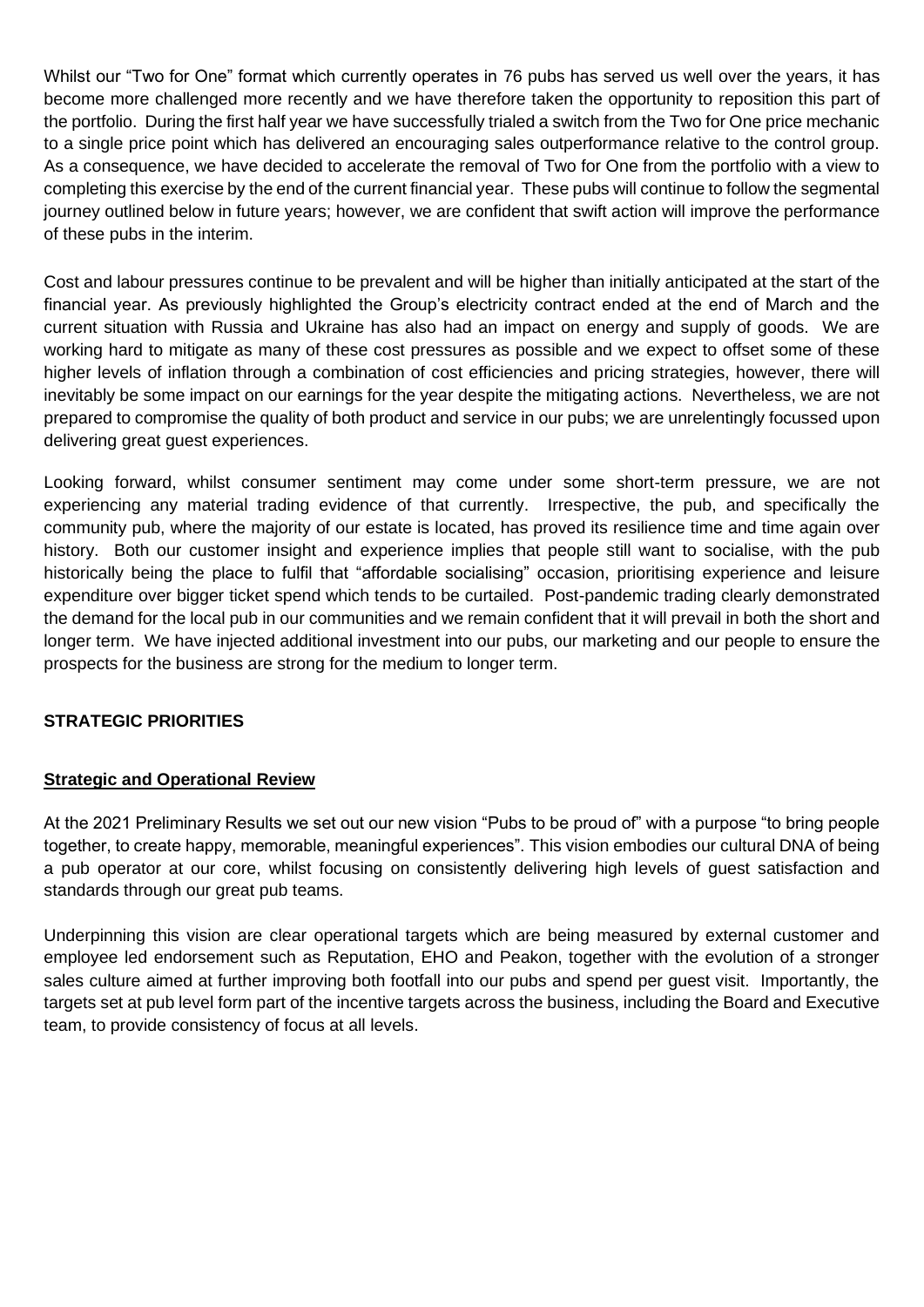Whilst our "Two for One" format which currently operates in 76 pubs has served us well over the years, it has become more challenged more recently and we have therefore taken the opportunity to reposition this part of the portfolio. During the first half year we have successfully trialed a switch from the Two for One price mechanic to a single price point which has delivered an encouraging sales outperformance relative to the control group. As a consequence, we have decided to accelerate the removal of Two for One from the portfolio with a view to completing this exercise by the end of the current financial year. These pubs will continue to follow the segmental journey outlined below in future years; however, we are confident that swift action will improve the performance of these pubs in the interim.

Cost and labour pressures continue to be prevalent and will be higher than initially anticipated at the start of the financial year. As previously highlighted the Group's electricity contract ended at the end of March and the current situation with Russia and Ukraine has also had an impact on energy and supply of goods. We are working hard to mitigate as many of these cost pressures as possible and we expect to offset some of these higher levels of inflation through a combination of cost efficiencies and pricing strategies, however, there will inevitably be some impact on our earnings for the year despite the mitigating actions. Nevertheless, we are not prepared to compromise the quality of both product and service in our pubs; we are unrelentingly focussed upon delivering great guest experiences.

Looking forward, whilst consumer sentiment may come under some short-term pressure, we are not experiencing any material trading evidence of that currently. Irrespective, the pub, and specifically the community pub, where the majority of our estate is located, has proved its resilience time and time again over history. Both our customer insight and experience implies that people still want to socialise, with the pub historically being the place to fulfil that "affordable socialising" occasion, prioritising experience and leisure expenditure over bigger ticket spend which tends to be curtailed. Post-pandemic trading clearly demonstrated the demand for the local pub in our communities and we remain confident that it will prevail in both the short and longer term. We have injected additional investment into our pubs, our marketing and our people to ensure the prospects for the business are strong for the medium to longer term.

## STRATEGIC PRIORITIES

### Strategic and Operational Review

At the 2021 Preliminary Results we set out our new vision "Pubs to be proud of" with a purpose "to bring people together, to create happy, memorable, meaningful experiences". This vision embodies our cultural DNA of being a pub operator at our core, whilst focusing on consistently delivering high levels of guest satisfaction and standards through our great pub teams.

Underpinning this vision are clear operational targets which are being measured by external customer and employee led endorsement such as Reputation, EHO and Peakon, together with the evolution of a stronger sales culture aimed at further improving both footfall into our pubs and spend per guest visit. Importantly, the targets set at pub level form part of the incentive targets across the business, including the Board and Executive team, to provide consistency of focus at all levels.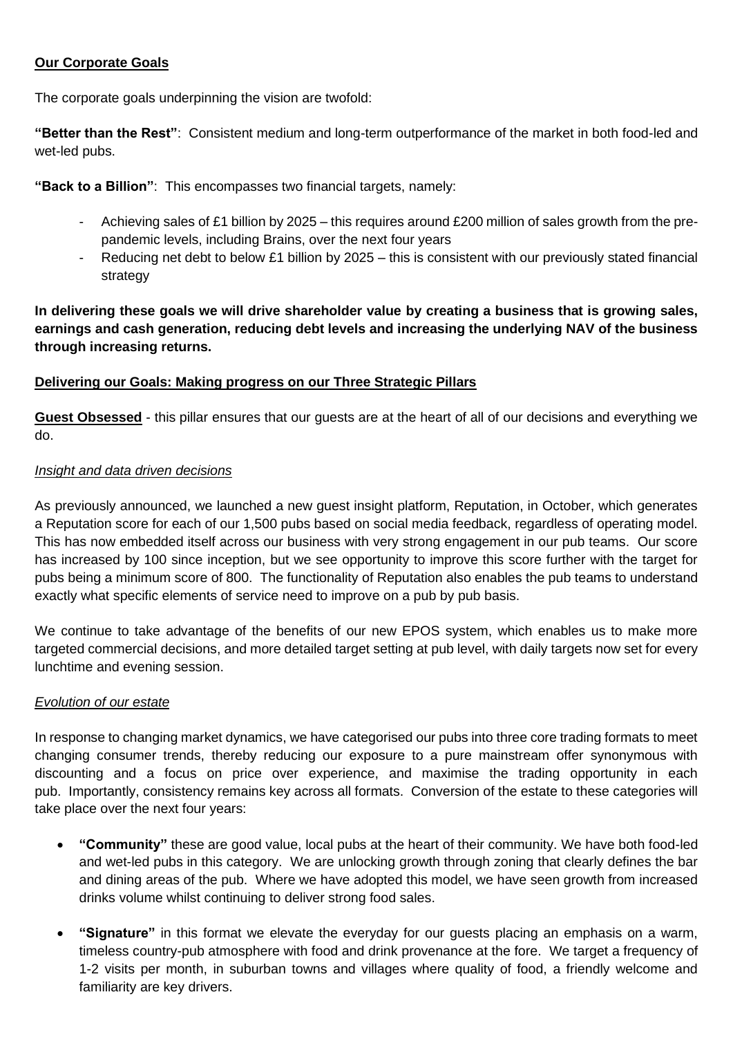**Our Corporate Goals**

The corporate goals underpinning the vision are twofold:

**"Better than the Rest"**: Consistent medium and long-term outperformance of the market in both food-led and wet-led pubs.

**"Back to a Billion"**: This encompasses two financial targets, namely:

- Achieving sales of £1 billion by 2025 – this requires around £200 million of sales growth from the pre-pandemic levels, including Brains, over the next four years
- Reducing net debt to below £1 billion by 2025 – this is consistent with our previously stated financial strategy

**In delivering these goals we will drive shareholder value by creating a business that is growing sales, earnings and cash generation, reducing debt levels and increasing the underlying NAV of the business through increasing returns.**

**Delivering our Goals: Making progress on our Three Strategic Pillars**

**Guest Obsessed** - this pillar ensures that our guests are at the heart of all of our decisions and everything we do.

*Insight and data driven decisions*

As previously announced, we launched a new guest insight platform, Reputation, in October, which generates a Reputation score for each of our 1,500 pubs based on social media feedback, regardless of operating model. This has now embedded itself across our business with very strong engagement in our pub teams. Our score has increased by 100 since inception, but we see opportunity to improve this score further with the target for pubs being a minimum score of 800. The functionality of Reputation also enables the pub teams to understand exactly what specific elements of service need to improve on a pub by pub basis.

We continue to take advantage of the benefits of our new EPOS system, which enables us to make more targeted commercial decisions, and more detailed target setting at pub level, with daily targets now set for every lunchtime and evening session.

*Evolution of our estate*

In response to changing market dynamics, we have categorised our pubs into three core trading formats to meet changing consumer trends, thereby reducing our exposure to a pure mainstream offer synonymous with discounting and a focus on price over experience, and maximise the trading opportunity in each pub. Importantly, consistency remains key across all formats. Conversion of the estate to these categories will take place over the next four years:

- **"Community"** these are good value, local pubs at the heart of their community. We have both food-led and wet-led pubs in this category. We are unlocking growth through zoning that clearly defines the bar and dining areas of the pub. Where we have adopted this model, we have seen growth from increased drinks volume whilst continuing to deliver strong food sales.

- **"Signature"** in this format we elevate the everyday for our guests placing an emphasis on a warm, timeless country-pub atmosphere with food and drink provenance at the fore. We target a frequency of 1-2 visits per month, in suburban towns and villages where quality of food, a friendly welcome and familiarity are key drivers.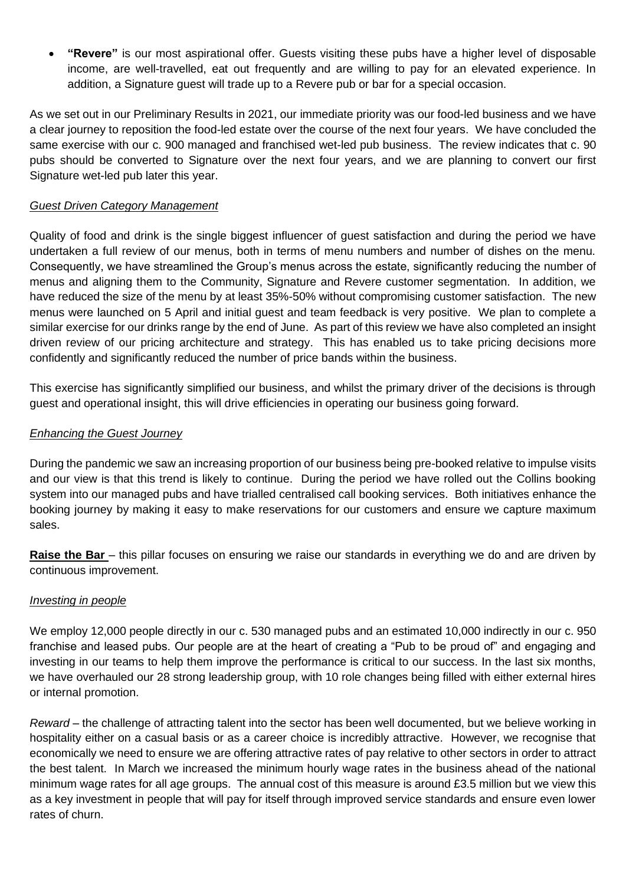- **"Revere"** is our most aspirational offer. Guests visiting these pubs have a higher level of disposable income, are well-travelled, eat out frequently and are willing to pay for an elevated experience. In addition, a Signature guest will trade up to a Revere pub or bar for a special occasion.

As we set out in our Preliminary Results in 2021, our immediate priority was our food-led business and we have a clear journey to reposition the food-led estate over the course of the next four years. We have concluded the same exercise with our c. 900 managed and franchised wet-led pub business. The review indicates that c. 90 pubs should be converted to Signature over the next four years, and we are planning to convert our first Signature wet-led pub later this year.

*Guest Driven Category Management*

Quality of food and drink is the single biggest influencer of guest satisfaction and during the period we have undertaken a full review of our menus, both in terms of menu numbers and number of dishes on the menu. Consequently, we have streamlined the Group's menus across the estate, significantly reducing the number of menus and aligning them to the Community, Signature and Revere customer segmentation. In addition, we have reduced the size of the menu by at least 35%-50% without compromising customer satisfaction. The new menus were launched on 5 April and initial guest and team feedback is very positive. We plan to complete a similar exercise for our drinks range by the end of June. As part of this review we have also completed an insight driven review of our pricing architecture and strategy. This has enabled us to take pricing decisions more confidently and significantly reduced the number of price bands within the business.

This exercise has significantly simplified our business, and whilst the primary driver of the decisions is through guest and operational insight, this will drive efficiencies in operating our business going forward.

*Enhancing the Guest Journey*

During the pandemic we saw an increasing proportion of our business being pre-booked relative to impulse visits and our view is that this trend is likely to continue. During the period we have rolled out the Collins booking system into our managed pubs and have trialled centralised call booking services. Both initiatives enhance the booking journey by making it easy to make reservations for our customers and ensure we capture maximum sales.

**Raise the Bar** – this pillar focuses on ensuring we raise our standards in everything we do and are driven by continuous improvement.

*Investing in people*

We employ 12,000 people directly in our c. 530 managed pubs and an estimated 10,000 indirectly in our c. 950 franchise and leased pubs. Our people are at the heart of creating a "Pub to be proud of" and engaging and investing in our teams to help them improve the performance is critical to our success. In the last six months, we have overhauled our 28 strong leadership group, with 10 role changes being filled with either external hires or internal promotion.

*Reward* – the challenge of attracting talent into the sector has been well documented, but we believe working in hospitality either on a casual basis or as a career choice is incredibly attractive. However, we recognise that economically we need to ensure we are offering attractive rates of pay relative to other sectors in order to attract the best talent. In March we increased the minimum hourly wage rates in the business ahead of the national minimum wage rates for all age groups. The annual cost of this measure is around £3.5 million but we view this as a key investment in people that will pay for itself through improved service standards and ensure even lower rates of churn.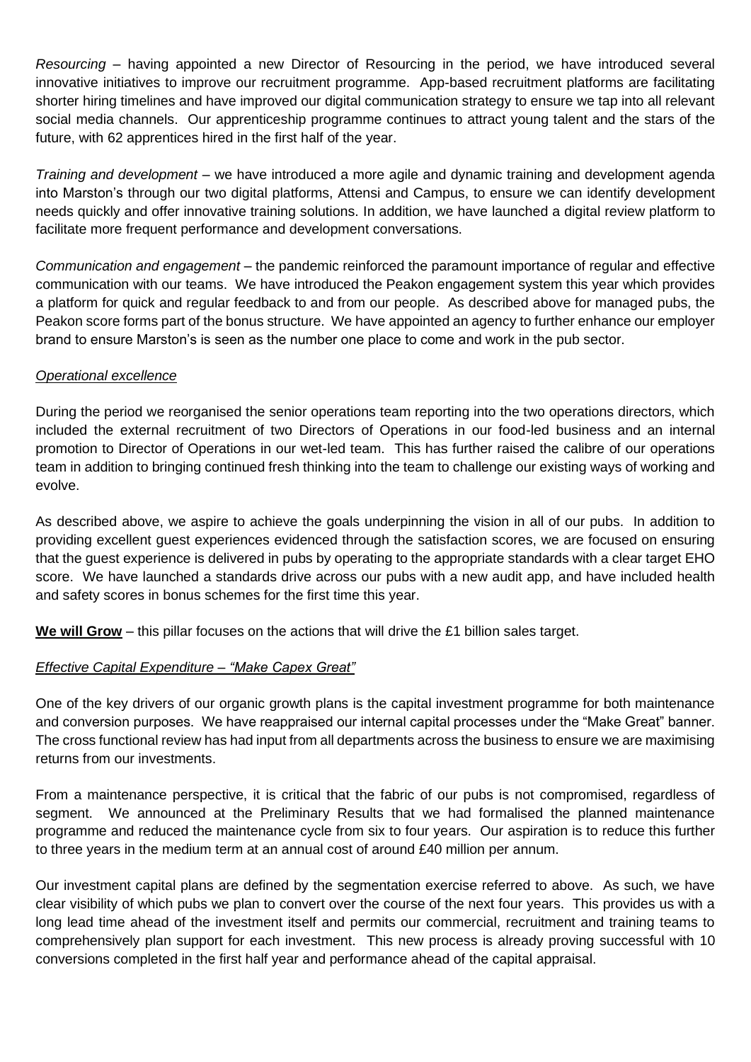*Resourcing* – having appointed a new Director of Resourcing in the period, we have introduced several innovative initiatives to improve our recruitment programme. App-based recruitment platforms are facilitating shorter hiring timelines and have improved our digital communication strategy to ensure we tap into all relevant social media channels. Our apprenticeship programme continues to attract young talent and the stars of the future, with 62 apprentices hired in the first half of the year.

*Training and development* – we have introduced a more agile and dynamic training and development agenda into Marston's through our two digital platforms, Attensi and Campus, to ensure we can identify development needs quickly and offer innovative training solutions. In addition, we have launched a digital review platform to facilitate more frequent performance and development conversations.

*Communication and engagement* – the pandemic reinforced the paramount importance of regular and effective communication with our teams. We have introduced the Peakon engagement system this year which provides a platform for quick and regular feedback to and from our people. As described above for managed pubs, the Peakon score forms part of the bonus structure. We have appointed an agency to further enhance our employer brand to ensure Marston's is seen as the number one place to come and work in the pub sector.

*Operational excellence*

During the period we reorganised the senior operations team reporting into the two operations directors, which included the external recruitment of two Directors of Operations in our food-led business and an internal promotion to Director of Operations in our wet-led team. This has further raised the calibre of our operations team in addition to bringing continued fresh thinking into the team to challenge our existing ways of working and evolve.

As described above, we aspire to achieve the goals underpinning the vision in all of our pubs. In addition to providing excellent guest experiences evidenced through the satisfaction scores, we are focused on ensuring that the guest experience is delivered in pubs by operating to the appropriate standards with a clear target EHO score. We have launched a standards drive across our pubs with a new audit app, and have included health and safety scores in bonus schemes for the first time this year.

**We will Grow** – this pillar focuses on the actions that will drive the £1 billion sales target.

*Effective Capital Expenditure – "Make Capex Great"*

One of the key drivers of our organic growth plans is the capital investment programme for both maintenance and conversion purposes. We have reappraised our internal capital processes under the "Make Great" banner. The cross functional review has had input from all departments across the business to ensure we are maximising returns from our investments.

From a maintenance perspective, it is critical that the fabric of our pubs is not compromised, regardless of segment. We announced at the Preliminary Results that we had formalised the planned maintenance programme and reduced the maintenance cycle from six to four years. Our aspiration is to reduce this further to three years in the medium term at an annual cost of around £40 million per annum.

Our investment capital plans are defined by the segmentation exercise referred to above. As such, we have clear visibility of which pubs we plan to convert over the course of the next four years. This provides us with a long lead time ahead of the investment itself and permits our commercial, recruitment and training teams to comprehensively plan support for each investment. This new process is already proving successful with 10 conversions completed in the first half year and performance ahead of the capital appraisal.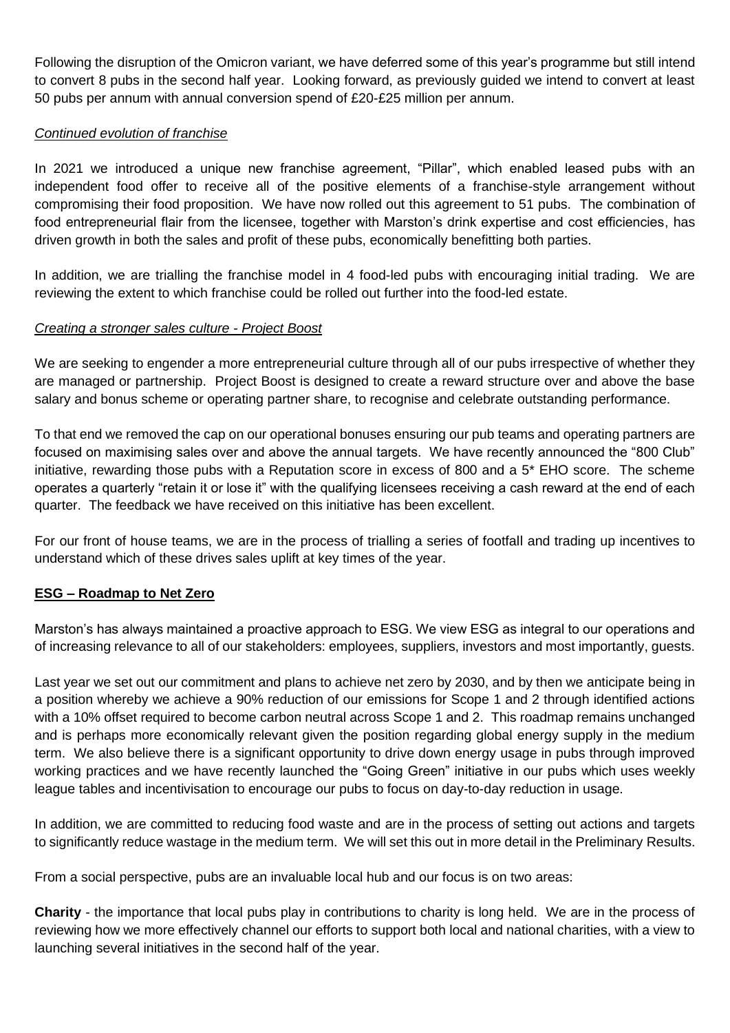Following the disruption of the Omicron variant, we have deferred some of this year's programme but still intend to convert 8 pubs in the second half year. Looking forward, as previously guided we intend to convert at least 50 pubs per annum with annual conversion spend of £20-£25 million per annum.

*Continued evolution of franchise*

In 2021 we introduced a unique new franchise agreement, "Pillar", which enabled leased pubs with an independent food offer to receive all of the positive elements of a franchise-style arrangement without compromising their food proposition. We have now rolled out this agreement to 51 pubs. The combination of food entrepreneurial flair from the licensee, together with Marston's drink expertise and cost efficiencies, has driven growth in both the sales and profit of these pubs, economically benefitting both parties.

In addition, we are trialling the franchise model in 4 food-led pubs with encouraging initial trading. We are reviewing the extent to which franchise could be rolled out further into the food-led estate.

*Creating a stronger sales culture - Project Boost*

We are seeking to engender a more entrepreneurial culture through all of our pubs irrespective of whether they are managed or partnership. Project Boost is designed to create a reward structure over and above the base salary and bonus scheme or operating partner share, to recognise and celebrate outstanding performance.

To that end we removed the cap on our operational bonuses ensuring our pub teams and operating partners are focused on maximising sales over and above the annual targets. We have recently announced the "800 Club" initiative, rewarding those pubs with a Reputation score in excess of 800 and a 5* EHO score. The scheme operates a quarterly "retain it or lose it" with the qualifying licensees receiving a cash reward at the end of each quarter. The feedback we have received on this initiative has been excellent.

For our front of house teams, we are in the process of trialling a series of footfall and trading up incentives to understand which of these drives sales uplift at key times of the year.

## ESG – Roadmap to Net Zero

Marston's has always maintained a proactive approach to ESG. We view ESG as integral to our operations and of increasing relevance to all of our stakeholders: employees, suppliers, investors and most importantly, guests.

Last year we set out our commitment and plans to achieve net zero by 2030, and by then we anticipate being in a position whereby we achieve a 90% reduction of our emissions for Scope 1 and 2 through identified actions with a 10% offset required to become carbon neutral across Scope 1 and 2. This roadmap remains unchanged and is perhaps more economically relevant given the position regarding global energy supply in the medium term. We also believe there is a significant opportunity to drive down energy usage in pubs through improved working practices and we have recently launched the "Going Green" initiative in our pubs which uses weekly league tables and incentivisation to encourage our pubs to focus on day-to-day reduction in usage.

In addition, we are committed to reducing food waste and are in the process of setting out actions and targets to significantly reduce wastage in the medium term. We will set this out in more detail in the Preliminary Results.

From a social perspective, pubs are an invaluable local hub and our focus is on two areas:

**Charity** - the importance that local pubs play in contributions to charity is long held. We are in the process of reviewing how we more effectively channel our efforts to support both local and national charities, with a view to launching several initiatives in the second half of the year.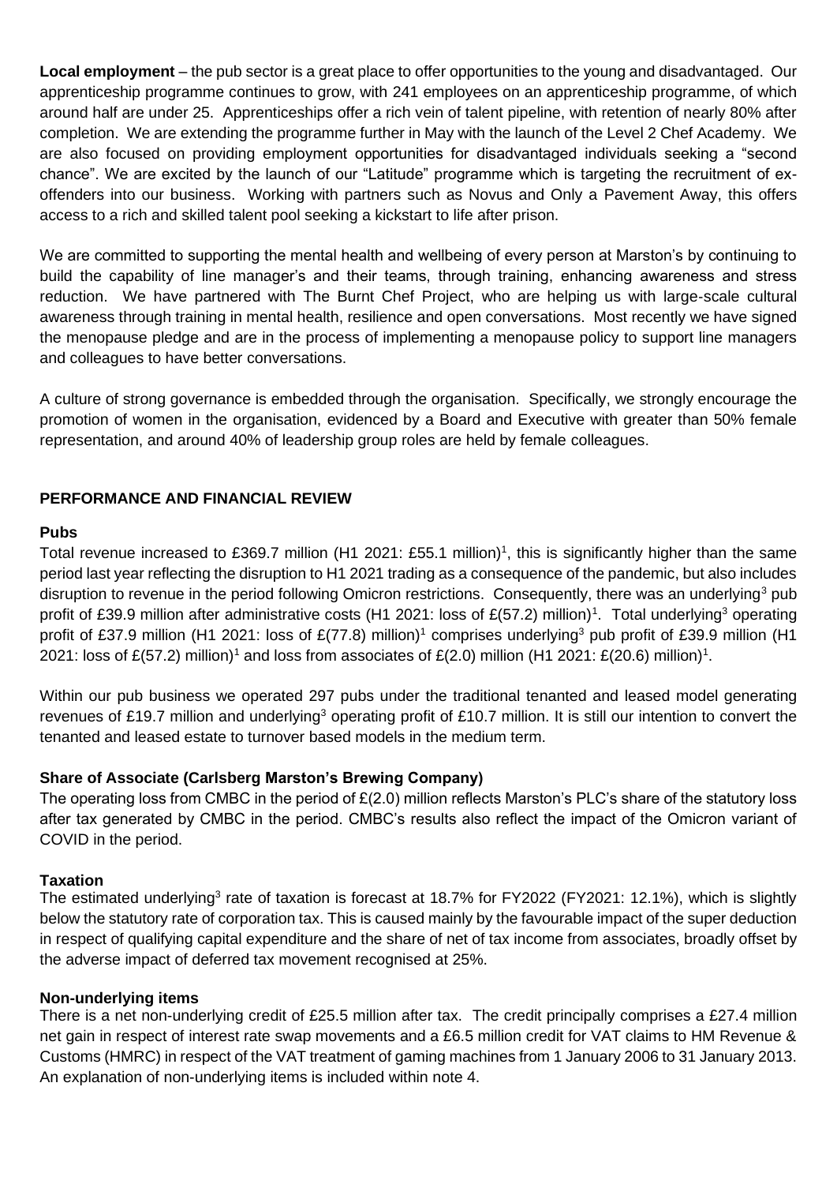**Local employment** – the pub sector is a great place to offer opportunities to the young and disadvantaged. Our apprenticeship programme continues to grow, with 241 employees on an apprenticeship programme, of which around half are under 25. Apprenticeships offer a rich vein of talent pipeline, with retention of nearly 80% after completion. We are extending the programme further in May with the launch of the Level 2 Chef Academy. We are also focused on providing employment opportunities for disadvantaged individuals seeking a "second chance". We are excited by the launch of our "Latitude" programme which is targeting the recruitment of ex-offenders into our business. Working with partners such as Novus and Only a Pavement Away, this offers access to a rich and skilled talent pool seeking a kickstart to life after prison.

We are committed to supporting the mental health and wellbeing of every person at Marston's by continuing to build the capability of line manager's and their teams, through training, enhancing awareness and stress reduction. We have partnered with The Burnt Chef Project, who are helping us with large-scale cultural awareness through training in mental health, resilience and open conversations. Most recently we have signed the menopause pledge and are in the process of implementing a menopause policy to support line managers and colleagues to have better conversations.

A culture of strong governance is embedded through the organisation. Specifically, we strongly encourage the promotion of women in the organisation, evidenced by a Board and Executive with greater than 50% female representation, and around 40% of leadership group roles are held by female colleagues.

## PERFORMANCE AND FINANCIAL REVIEW

### Pubs

Total revenue increased to £369.7 million (H1 2021: £55.1 million)[1], this is significantly higher than the same period last year reflecting the disruption to H1 2021 trading as a consequence of the pandemic, but also includes disruption to revenue in the period following Omicron restrictions. Consequently, there was an underlying[3] pub profit of £39.9 million after administrative costs (H1 2021: loss of £(57.2) million)[1]. Total underlying[3] operating profit of £37.9 million (H1 2021: loss of £(77.8) million)[1] comprises underlying[3] pub profit of £39.9 million (H1 2021: loss of £(57.2) million)[1] and loss from associates of £(2.0) million (H1 2021: £(20.6) million)[1].

Within our pub business we operated 297 pubs under the traditional tenanted and leased model generating revenues of £19.7 million and underlying[3] operating profit of £10.7 million. It is still our intention to convert the tenanted and leased estate to turnover based models in the medium term.

### Share of Associate (Carlsberg Marston's Brewing Company)

The operating loss from CMBC in the period of £(2.0) million reflects Marston's PLC's share of the statutory loss after tax generated by CMBC in the period. CMBC's results also reflect the impact of the Omicron variant of COVID in the period.

### Taxation

The estimated underlying[3] rate of taxation is forecast at 18.7% for FY2022 (FY2021: 12.1%), which is slightly below the statutory rate of corporation tax. This is caused mainly by the favourable impact of the super deduction in respect of qualifying capital expenditure and the share of net of tax income from associates, broadly offset by the adverse impact of deferred tax movement recognised at 25%.

### Non-underlying items

There is a net non-underlying credit of £25.5 million after tax. The credit principally comprises a £27.4 million net gain in respect of interest rate swap movements and a £6.5 million credit for VAT claims to HM Revenue & Customs (HMRC) in respect of the VAT treatment of gaming machines from 1 January 2006 to 31 January 2013. An explanation of non-underlying items is included within note 4.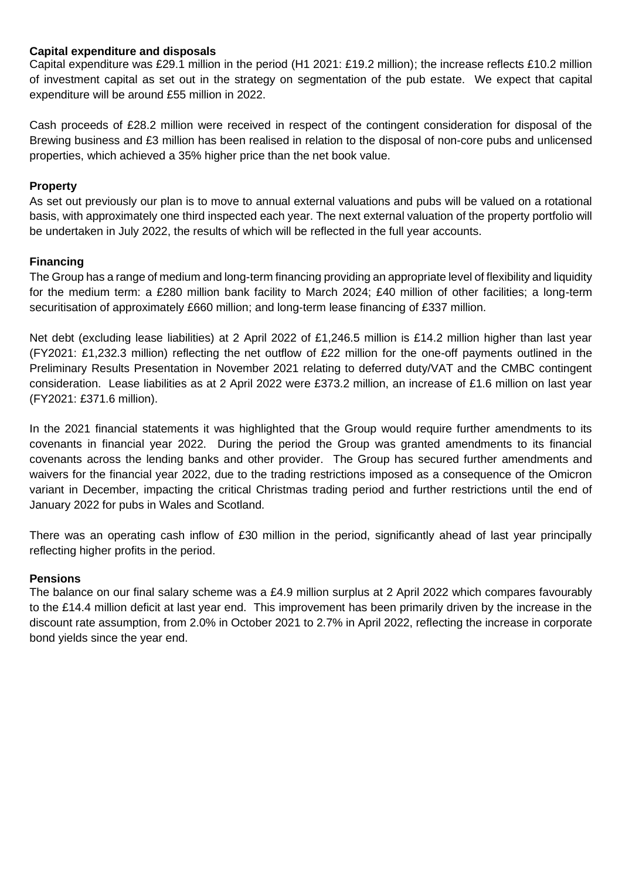**Capital expenditure and disposals**

Capital expenditure was £29.1 million in the period (H1 2021: £19.2 million); the increase reflects £10.2 million of investment capital as set out in the strategy on segmentation of the pub estate. We expect that capital expenditure will be around £55 million in 2022.

Cash proceeds of £28.2 million were received in respect of the contingent consideration for disposal of the Brewing business and £3 million has been realised in relation to the disposal of non-core pubs and unlicensed properties, which achieved a 35% higher price than the net book value.

**Property**

As set out previously our plan is to move to annual external valuations and pubs will be valued on a rotational basis, with approximately one third inspected each year. The next external valuation of the property portfolio will be undertaken in July 2022, the results of which will be reflected in the full year accounts.

**Financing**

The Group has a range of medium and long-term financing providing an appropriate level of flexibility and liquidity for the medium term: a £280 million bank facility to March 2024; £40 million of other facilities; a long-term securitisation of approximately £660 million; and long-term lease financing of £337 million.

Net debt (excluding lease liabilities) at 2 April 2022 of £1,246.5 million is £14.2 million higher than last year (FY2021: £1,232.3 million) reflecting the net outflow of £22 million for the one-off payments outlined in the Preliminary Results Presentation in November 2021 relating to deferred duty/VAT and the CMBC contingent consideration. Lease liabilities as at 2 April 2022 were £373.2 million, an increase of £1.6 million on last year (FY2021: £371.6 million).

In the 2021 financial statements it was highlighted that the Group would require further amendments to its covenants in financial year 2022. During the period the Group was granted amendments to its financial covenants across the lending banks and other provider. The Group has secured further amendments and waivers for the financial year 2022, due to the trading restrictions imposed as a consequence of the Omicron variant in December, impacting the critical Christmas trading period and further restrictions until the end of January 2022 for pubs in Wales and Scotland.

There was an operating cash inflow of £30 million in the period, significantly ahead of last year principally reflecting higher profits in the period.

**Pensions**

The balance on our final salary scheme was a £4.9 million surplus at 2 April 2022 which compares favourably to the £14.4 million deficit at last year end. This improvement has been primarily driven by the increase in the discount rate assumption, from 2.0% in October 2021 to 2.7% in April 2022, reflecting the increase in corporate bond yields since the year end.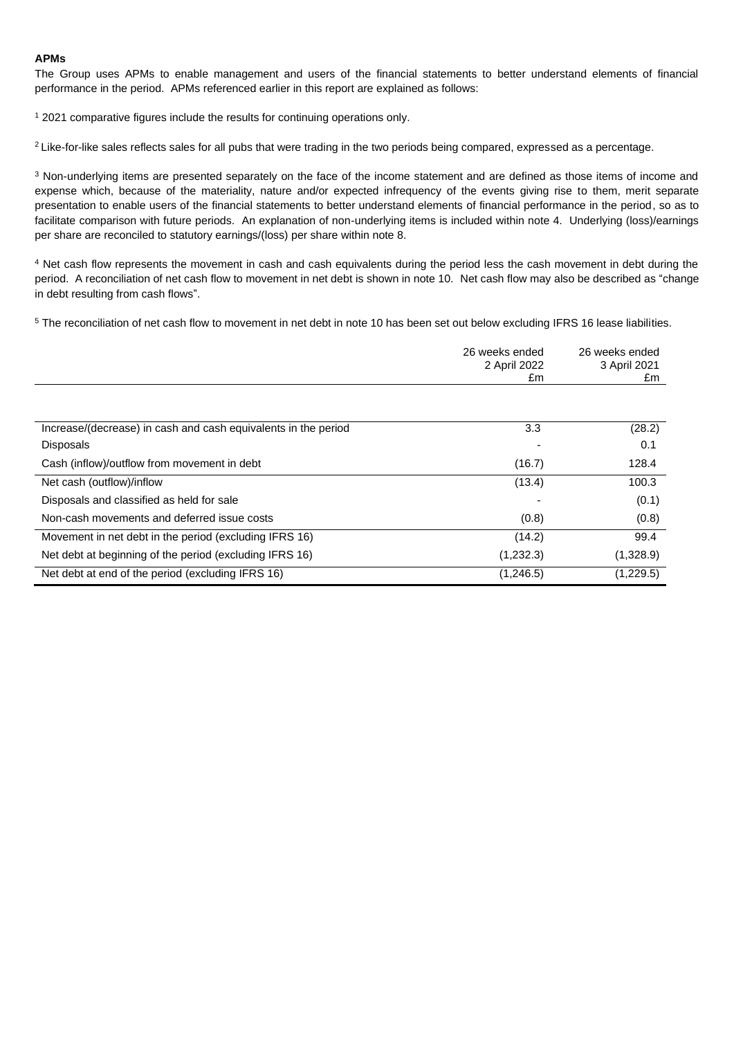**APMs**

The Group uses APMs to enable management and users of the financial statements to better understand elements of financial performance in the period. APMs referenced earlier in this report are explained as follows:

[1] 2021 comparative figures include the results for continuing operations only.

[2] Like-for-like sales reflects sales for all pubs that were trading in the two periods being compared, expressed as a percentage.

[3] Non-underlying items are presented separately on the face of the income statement and are defined as those items of income and expense which, because of the materiality, nature and/or expected infrequency of the events giving rise to them, merit separate presentation to enable users of the financial statements to better understand elements of financial performance in the period, so as to facilitate comparison with future periods. An explanation of non-underlying items is included within note 4. Underlying (loss)/earnings per share are reconciled to statutory earnings/(loss) per share within note 8.

[4] Net cash flow represents the movement in cash and cash equivalents during the period less the cash movement in debt during the period. A reconciliation of net cash flow to movement in net debt is shown in note 10. Net cash flow may also be described as "change in debt resulting from cash flows".

[5] The reconciliation of net cash flow to movement in net debt in note 10 has been set out below excluding IFRS 16 lease liabilities.

| | 26 weeks ended 2 April 2022 £m | 26 weeks ended 3 April 2021 £m |
|---|---|---|
| Increase/(decrease) in cash and cash equivalents in the period | 3.3 | (28.2) |
| Disposals | - | 0.1 |
| Cash (inflow)/outflow from movement in debt | (16.7) | 128.4 |
| Net cash (outflow)/inflow | (13.4) | 100.3 |
| Disposals and classified as held for sale | - | (0.1) |
| Non-cash movements and deferred issue costs | (0.8) | (0.8) |
| Movement in net debt in the period (excluding IFRS 16) | (14.2) | 99.4 |
| Net debt at beginning of the period (excluding IFRS 16) | (1,232.3) | (1,328.9) |
| Net debt at end of the period (excluding IFRS 16) | (1,246.5) | (1,229.5) |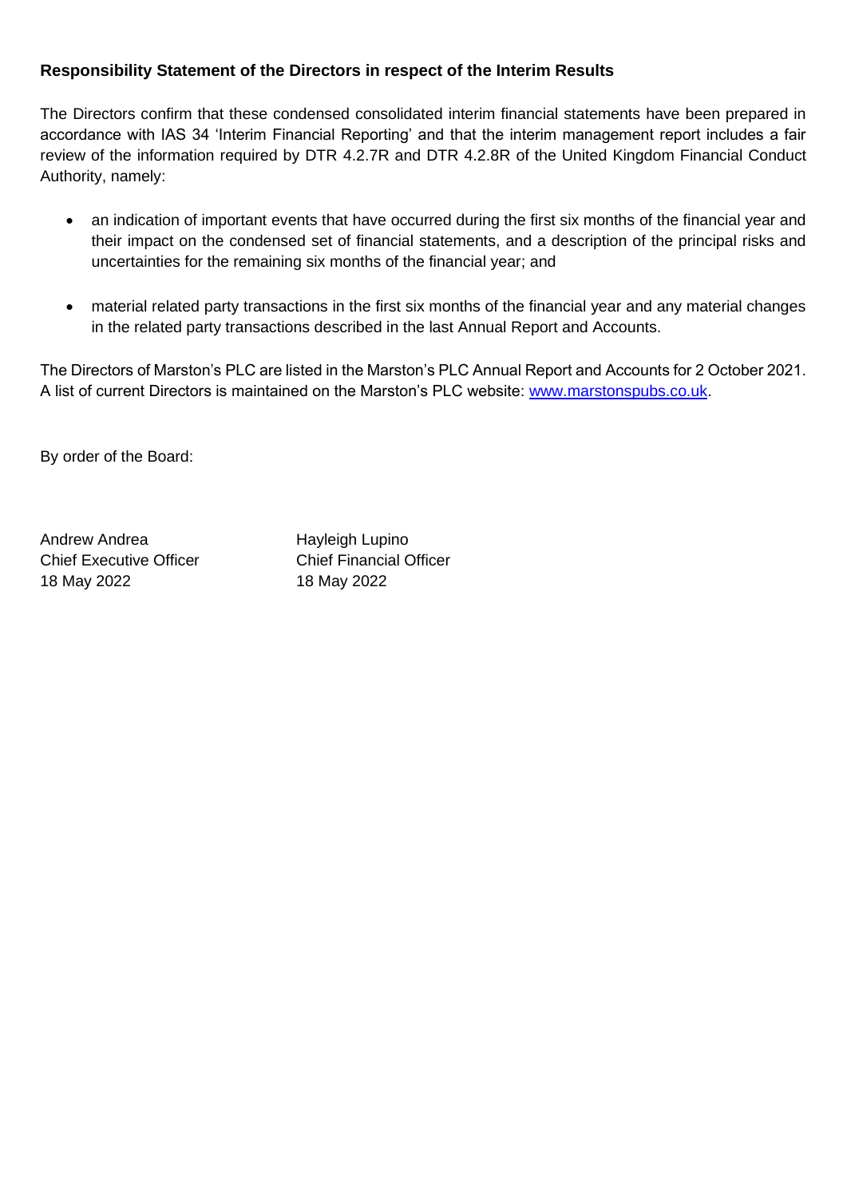**Responsibility Statement of the Directors in respect of the Interim Results**

The Directors confirm that these condensed consolidated interim financial statements have been prepared in accordance with IAS 34 'Interim Financial Reporting' and that the interim management report includes a fair review of the information required by DTR 4.2.7R and DTR 4.2.8R of the United Kingdom Financial Conduct Authority, namely:

- an indication of important events that have occurred during the first six months of the financial year and their impact on the condensed set of financial statements, and a description of the principal risks and uncertainties for the remaining six months of the financial year; and
- material related party transactions in the first six months of the financial year and any material changes in the related party transactions described in the last Annual Report and Accounts.

The Directors of Marston's PLC are listed in the Marston's PLC Annual Report and Accounts for 2 October 2021. A list of current Directors is maintained on the Marston's PLC website: [www.marstonspubs.co.uk](http://www.marstonspubs.co.uk).

By order of the Board:

Andrew Andrea
Chief Executive Officer
18 May 2022

Hayleigh Lupino
Chief Financial Officer
18 May 2022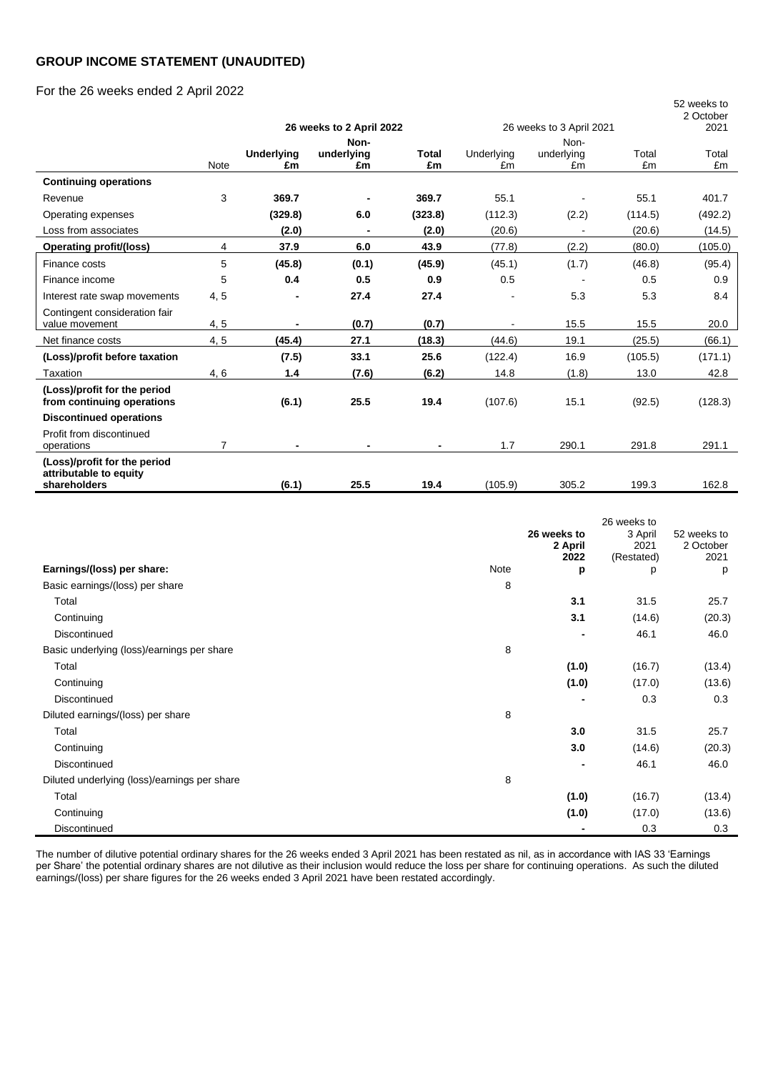## GROUP INCOME STATEMENT (UNAUDITED)

For the 26 weeks ended 2 April 2022

| | Note | 26 weeks to 2 April 2022 | | | 26 weeks to 3 April 2021 | | | 52 weeks to 2 October 2021 |
|---|---|---|---|---|---|---|---|---|
| | | **Underlying £m** | **Non-underlying £m** | **Total £m** | Underlying £m | Non-underlying £m | Total £m | Total £m |
| **Continuing operations** | | | | | | | | |
| Revenue | 3 | **369.7** | **-** | **369.7** | 55.1 | - | 55.1 | 401.7 |
| Operating expenses | | **(329.8)** | **6.0** | **(323.8)** | (112.3) | (2.2) | (114.5) | (492.2) |
| Loss from associates | | **(2.0)** | **-** | **(2.0)** | (20.6) | - | (20.6) | (14.5) |
| **Operating profit/(loss)** | 4 | **37.9** | **6.0** | **43.9** | (77.8) | (2.2) | (80.0) | (105.0) |
| Finance costs | 5 | **(45.8)** | **(0.1)** | **(45.9)** | (45.1) | (1.7) | (46.8) | (95.4) |
| Finance income | 5 | **0.4** | **0.5** | **0.9** | 0.5 | - | 0.5 | 0.9 |
| Interest rate swap movements | 4, 5 | **-** | **27.4** | **27.4** | - | 5.3 | 5.3 | 8.4 |
| Contingent consideration fair value movement | 4, 5 | **-** | **(0.7)** | **(0.7)** | - | 15.5 | 15.5 | 20.0 |
| Net finance costs | 4, 5 | **(45.4)** | **27.1** | **(18.3)** | (44.6) | 19.1 | (25.5) | (66.1) |
| **(Loss)/profit before taxation** | | **(7.5)** | **33.1** | **25.6** | (122.4) | 16.9 | (105.5) | (171.1) |
| Taxation | 4, 6 | **1.4** | **(7.6)** | **(6.2)** | 14.8 | (1.8) | 13.0 | 42.8 |
| **(Loss)/profit for the period from continuing operations** | | **(6.1)** | **25.5** | **19.4** | (107.6) | 15.1 | (92.5) | (128.3) |
| **Discontinued operations** | | | | | | | | |
| Profit from discontinued operations | 7 | **-** | **-** | **-** | 1.7 | 290.1 | 291.8 | 291.1 |
| **(Loss)/profit for the period attributable to equity shareholders** | | **(6.1)** | **25.5** | **19.4** | (105.9) | 305.2 | 199.3 | 162.8 |

| | Note | **26 weeks to 2 April 2022** | 26 weeks to 3 April 2021 (Restated) | 52 weeks to 2 October 2021 |
|---|---|---|---|---|
| **Earnings/(loss) per share:** | | **p** | p | p |
| Basic earnings/(loss) per share | 8 | | | |
| Total | | **3.1** | 31.5 | 25.7 |
| Continuing | | **3.1** | (14.6) | (20.3) |
| Discontinued | | **-** | 46.1 | 46.0 |
| Basic underlying (loss)/earnings per share | 8 | | | |
| Total | | **(1.0)** | (16.7) | (13.4) |
| Continuing | | **(1.0)** | (17.0) | (13.6) |
| Discontinued | | **-** | 0.3 | 0.3 |
| Diluted earnings/(loss) per share | 8 | | | |
| Total | | **3.0** | 31.5 | 25.7 |
| Continuing | | **3.0** | (14.6) | (20.3) |
| Discontinued | | **-** | 46.1 | 46.0 |
| Diluted underlying (loss)/earnings per share | 8 | | | |
| Total | | **(1.0)** | (16.7) | (13.4) |
| Continuing | | **(1.0)** | (17.0) | (13.6) |
| Discontinued | | **-** | 0.3 | 0.3 |

The number of dilutive potential ordinary shares for the 26 weeks ended 3 April 2021 has been restated as nil, as in accordance with IAS 33 'Earnings per Share' the potential ordinary shares are not dilutive as their inclusion would reduce the loss per share for continuing operations. As such the diluted earnings/(loss) per share figures for the 26 weeks ended 3 April 2021 have been restated accordingly.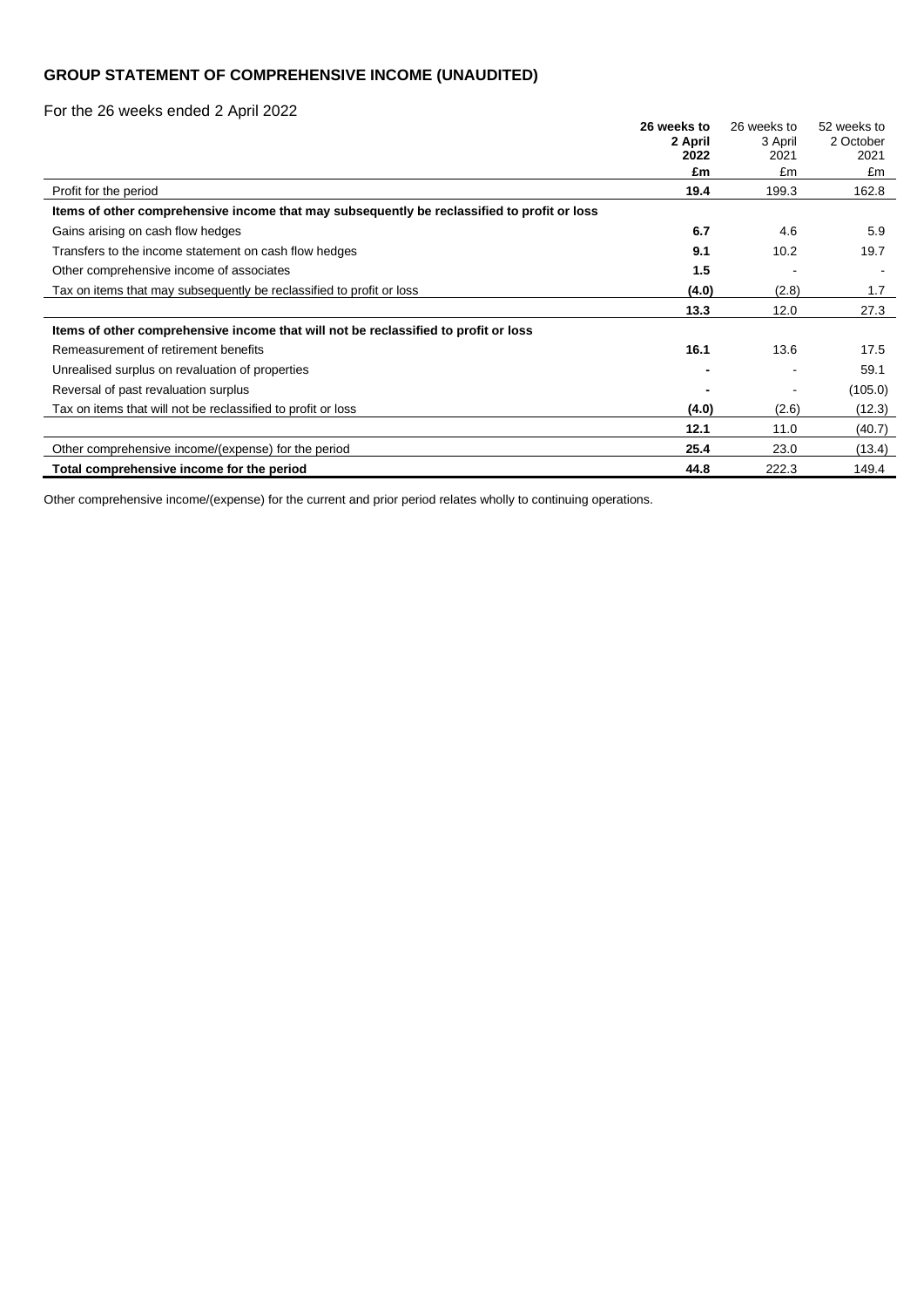## GROUP STATEMENT OF COMPREHENSIVE INCOME (UNAUDITED)

For the 26 weeks ended 2 April 2022

| | **26 weeks to 2 April 2022** | 26 weeks to 3 April 2021 | 52 weeks to 2 October 2021 |
|---|---|---|---|
| | **£m** | £m | £m |
| Profit for the period | **19.4** | 199.3 | 162.8 |
| **Items of other comprehensive income that may subsequently be reclassified to profit or loss** | | | |
| Gains arising on cash flow hedges | **6.7** | 4.6 | 5.9 |
| Transfers to the income statement on cash flow hedges | **9.1** | 10.2 | 19.7 |
| Other comprehensive income of associates | **1.5** | - | - |
| Tax on items that may subsequently be reclassified to profit or loss | **(4.0)** | (2.8) | 1.7 |
| | **13.3** | 12.0 | 27.3 |
| **Items of other comprehensive income that will not be reclassified to profit or loss** | | | |
| Remeasurement of retirement benefits | **16.1** | 13.6 | 17.5 |
| Unrealised surplus on revaluation of properties | **-** | - | 59.1 |
| Reversal of past revaluation surplus | **-** | - | (105.0) |
| Tax on items that will not be reclassified to profit or loss | **(4.0)** | (2.6) | (12.3) |
| | **12.1** | 11.0 | (40.7) |
| Other comprehensive income/(expense) for the period | **25.4** | 23.0 | (13.4) |
| **Total comprehensive income for the period** | **44.8** | 222.3 | 149.4 |

Other comprehensive income/(expense) for the current and prior period relates wholly to continuing operations.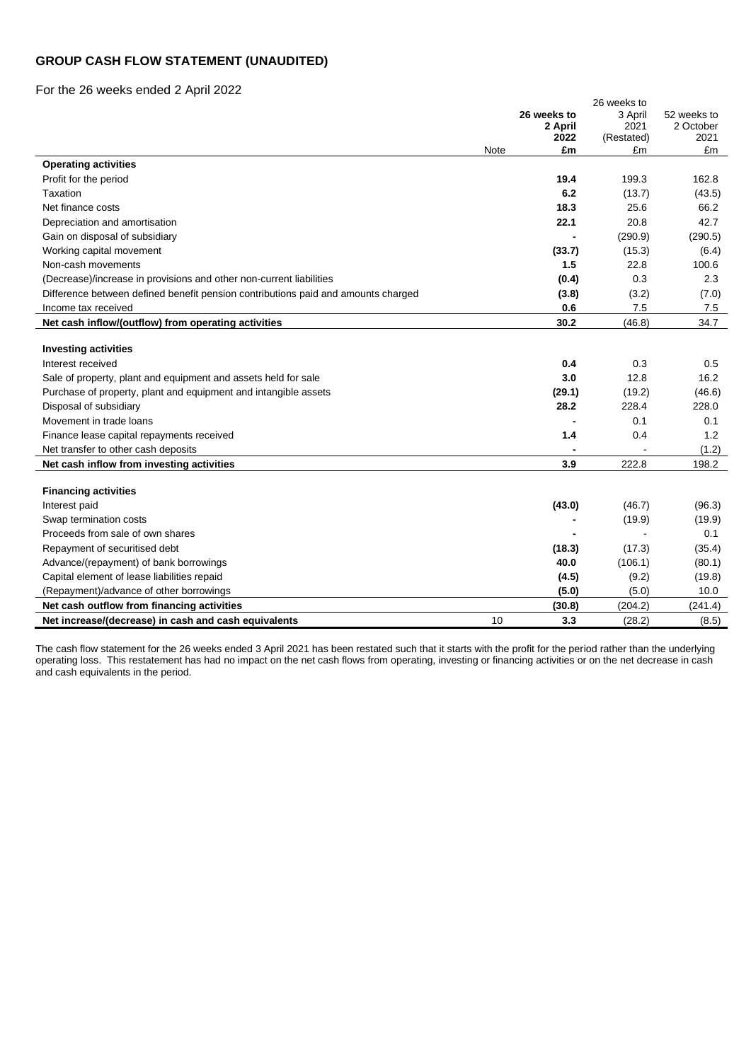## GROUP CASH FLOW STATEMENT (UNAUDITED)

For the 26 weeks ended 2 April 2022

| | Note | **26 weeks to 2 April 2022** | 26 weeks to 3 April 2021 (Restated) | 52 weeks to 2 October 2021 |
|---|---|---|---|---|
| | | **£m** | £m | £m |
| **Operating activities** | | | | |
| Profit for the period | | **19.4** | 199.3 | 162.8 |
| Taxation | | **6.2** | (13.7) | (43.5) |
| Net finance costs | | **18.3** | 25.6 | 66.2 |
| Depreciation and amortisation | | **22.1** | 20.8 | 42.7 |
| Gain on disposal of subsidiary | | **-** | (290.9) | (290.5) |
| Working capital movement | | **(33.7)** | (15.3) | (6.4) |
| Non-cash movements | | **1.5** | 22.8 | 100.6 |
| (Decrease)/increase in provisions and other non-current liabilities | | **(0.4)** | 0.3 | 2.3 |
| Difference between defined benefit pension contributions paid and amounts charged | | **(3.8)** | (3.2) | (7.0) |
| Income tax received | | **0.6** | 7.5 | 7.5 |
| **Net cash inflow/(outflow) from operating activities** | | **30.2** | **(46.8)** | **34.7** |
| **Investing activities** | | | | |
| Interest received | | **0.4** | 0.3 | 0.5 |
| Sale of property, plant and equipment and assets held for sale | | **3.0** | 12.8 | 16.2 |
| Purchase of property, plant and equipment and intangible assets | | **(29.1)** | (19.2) | (46.6) |
| Disposal of subsidiary | | **28.2** | 228.4 | 228.0 |
| Movement in trade loans | | **-** | 0.1 | 0.1 |
| Finance lease capital repayments received | | **1.4** | 0.4 | 1.2 |
| Net transfer to other cash deposits | | **-** | - | (1.2) |
| **Net cash inflow from investing activities** | | **3.9** | **222.8** | **198.2** |
| **Financing activities** | | | | |
| Interest paid | | **(43.0)** | (46.7) | (96.3) |
| Swap termination costs | | **-** | (19.9) | (19.9) |
| Proceeds from sale of own shares | | **-** | - | 0.1 |
| Repayment of securitised debt | | **(18.3)** | (17.3) | (35.4) |
| Advance/(repayment) of bank borrowings | | **40.0** | (106.1) | (80.1) |
| Capital element of lease liabilities repaid | | **(4.5)** | (9.2) | (19.8) |
| (Repayment)/advance of other borrowings | | **(5.0)** | (5.0) | 10.0 |
| **Net cash outflow from financing activities** | | **(30.8)** | **(204.2)** | **(241.4)** |
| **Net increase/(decrease) in cash and cash equivalents** | 10 | **3.3** | **(28.2)** | **(8.5)** |

The cash flow statement for the 26 weeks ended 3 April 2021 has been restated such that it starts with the profit for the period rather than the underlying operating loss. This restatement has had no impact on the net cash flows from operating, investing or financing activities or on the net decrease in cash and cash equivalents in the period.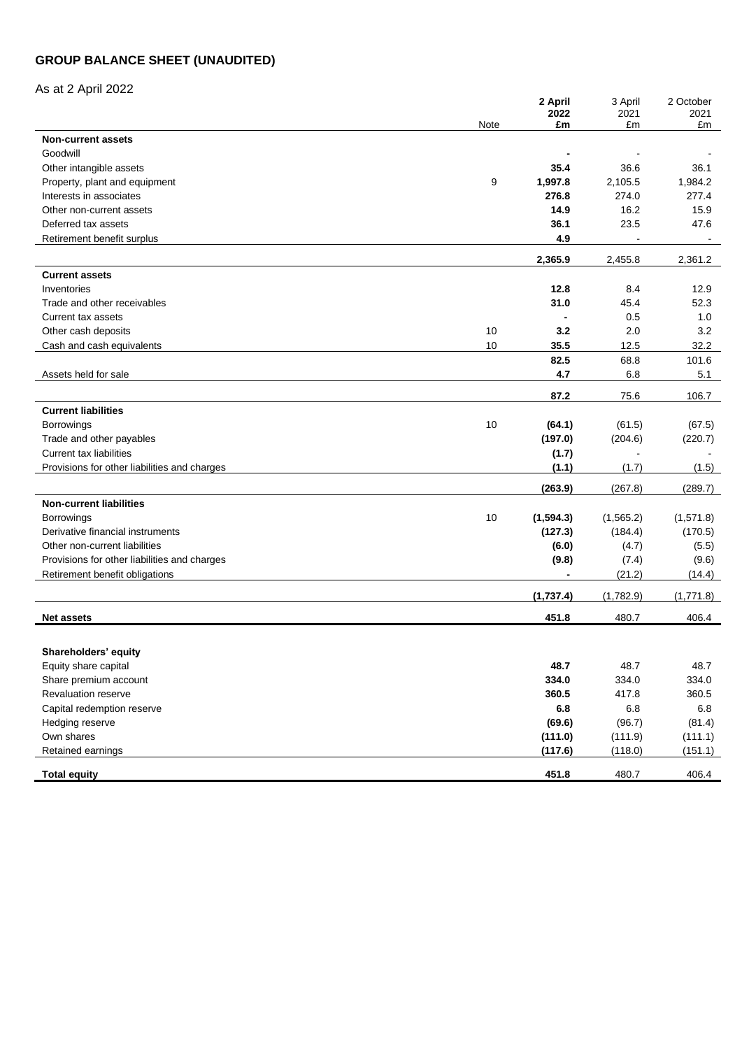# GROUP BALANCE SHEET (UNAUDITED)

As at 2 April 2022

| | Note | **2 April 2022 £m** | 3 April 2021 £m | 2 October 2021 £m |
|---|---|---|---|---|
| **Non-current assets** | | | | |
| Goodwill | | **-** | - | - |
| Other intangible assets | | **35.4** | 36.6 | 36.1 |
| Property, plant and equipment | 9 | **1,997.8** | 2,105.5 | 1,984.2 |
| Interests in associates | | **276.8** | 274.0 | 277.4 |
| Other non-current assets | | **14.9** | 16.2 | 15.9 |
| Deferred tax assets | | **36.1** | 23.5 | 47.6 |
| Retirement benefit surplus | | **4.9** | - | - |
| | | **2,365.9** | 2,455.8 | 2,361.2 |
| **Current assets** | | | | |
| Inventories | | **12.8** | 8.4 | 12.9 |
| Trade and other receivables | | **31.0** | 45.4 | 52.3 |
| Current tax assets | | **-** | 0.5 | 1.0 |
| Other cash deposits | 10 | **3.2** | 2.0 | 3.2 |
| Cash and cash equivalents | 10 | **35.5** | 12.5 | 32.2 |
| | | **82.5** | 68.8 | 101.6 |
| Assets held for sale | | **4.7** | 6.8 | 5.1 |
| | | **87.2** | 75.6 | 106.7 |
| **Current liabilities** | | | | |
| Borrowings | 10 | **(64.1)** | (61.5) | (67.5) |
| Trade and other payables | | **(197.0)** | (204.6) | (220.7) |
| Current tax liabilities | | **(1.7)** | - | - |
| Provisions for other liabilities and charges | | **(1.1)** | (1.7) | (1.5) |
| | | **(263.9)** | (267.8) | (289.7) |
| **Non-current liabilities** | | | | |
| Borrowings | 10 | **(1,594.3)** | (1,565.2) | (1,571.8) |
| Derivative financial instruments | | **(127.3)** | (184.4) | (170.5) |
| Other non-current liabilities | | **(6.0)** | (4.7) | (5.5) |
| Provisions for other liabilities and charges | | **(9.8)** | (7.4) | (9.6) |
| Retirement benefit obligations | | **-** | (21.2) | (14.4) |
| | | **(1,737.4)** | (1,782.9) | (1,771.8) |
| **Net assets** | | **451.8** | 480.7 | 406.4 |
| | | | | |
| **Shareholders' equity** | | | | |
| Equity share capital | | **48.7** | 48.7 | 48.7 |
| Share premium account | | **334.0** | 334.0 | 334.0 |
| Revaluation reserve | | **360.5** | 417.8 | 360.5 |
| Capital redemption reserve | | **6.8** | 6.8 | 6.8 |
| Hedging reserve | | **(69.6)** | (96.7) | (81.4) |
| Own shares | | **(111.0)** | (111.9) | (111.1) |
| Retained earnings | | **(117.6)** | (118.0) | (151.1) |
| **Total equity** | | **451.8** | 480.7 | 406.4 |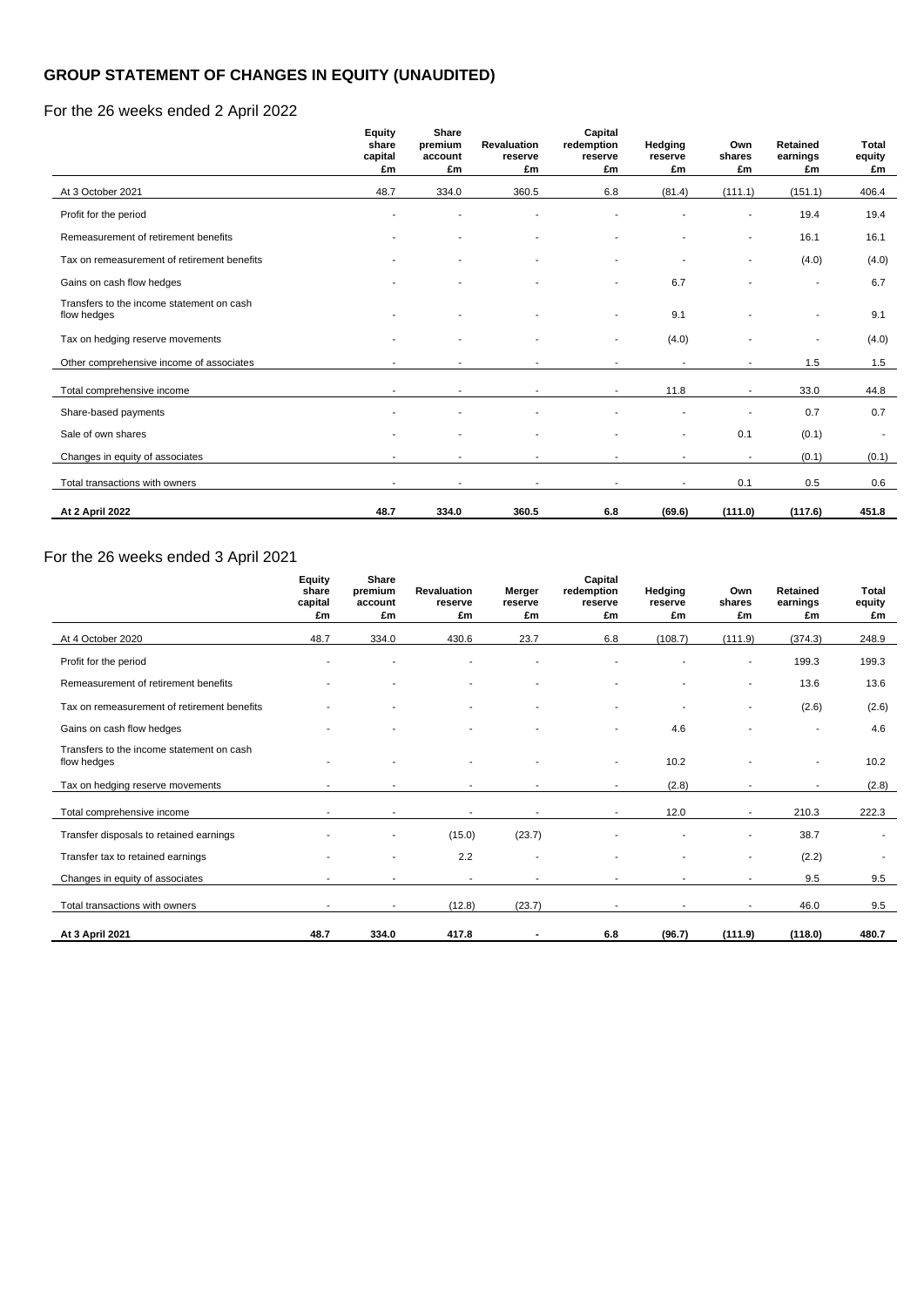# GROUP STATEMENT OF CHANGES IN EQUITY (UNAUDITED)

## For the 26 weeks ended 2 April 2022

| | Equity share capital £m | Share premium account £m | Revaluation reserve £m | Capital redemption reserve £m | Hedging reserve £m | Own shares £m | Retained earnings £m | Total equity £m |
|---|---|---|---|---|---|---|---|---|
| At 3 October 2021 | 48.7 | 334.0 | 360.5 | 6.8 | (81.4) | (111.1) | (151.1) | 406.4 |
| Profit for the period | - | - | - | - | - | - | 19.4 | 19.4 |
| Remeasurement of retirement benefits | - | - | - | - | - | - | 16.1 | 16.1 |
| Tax on remeasurement of retirement benefits | - | - | - | - | - | - | (4.0) | (4.0) |
| Gains on cash flow hedges | - | - | - | - | 6.7 | - | - | 6.7 |
| Transfers to the income statement on cash flow hedges | - | - | - | - | 9.1 | - | - | 9.1 |
| Tax on hedging reserve movements | - | - | - | - | (4.0) | - | - | (4.0) |
| Other comprehensive income of associates | - | - | - | - | - | - | 1.5 | 1.5 |
| Total comprehensive income | - | - | - | - | 11.8 | - | 33.0 | 44.8 |
| Share-based payments | - | - | - | - | - | - | 0.7 | 0.7 |
| Sale of own shares | - | - | - | - | - | 0.1 | (0.1) | - |
| Changes in equity of associates | - | - | - | - | - | - | (0.1) | (0.1) |
| Total transactions with owners | - | - | - | - | - | 0.1 | 0.5 | 0.6 |
| **At 2 April 2022** | **48.7** | **334.0** | **360.5** | **6.8** | **(69.6)** | **(111.0)** | **(117.6)** | **451.8** |

## For the 26 weeks ended 3 April 2021

| | Equity share capital £m | Share premium account £m | Revaluation reserve £m | Merger reserve £m | Capital redemption reserve £m | Hedging reserve £m | Own shares £m | Retained earnings £m | Total equity £m |
|---|---|---|---|---|---|---|---|---|---|
| At 4 October 2020 | 48.7 | 334.0 | 430.6 | 23.7 | 6.8 | (108.7) | (111.9) | (374.3) | 248.9 |
| Profit for the period | - | - | - | - | - | - | - | 199.3 | 199.3 |
| Remeasurement of retirement benefits | - | - | - | - | - | - | - | 13.6 | 13.6 |
| Tax on remeasurement of retirement benefits | - | - | - | - | - | - | - | (2.6) | (2.6) |
| Gains on cash flow hedges | - | - | - | - | - | 4.6 | - | - | 4.6 |
| Transfers to the income statement on cash flow hedges | - | - | - | - | - | 10.2 | - | - | 10.2 |
| Tax on hedging reserve movements | - | - | - | - | - | (2.8) | - | - | (2.8) |
| Total comprehensive income | - | - | - | - | - | 12.0 | - | 210.3 | 222.3 |
| Transfer disposals to retained earnings | - | - | (15.0) | (23.7) | - | - | - | 38.7 | - |
| Transfer tax to retained earnings | - | - | 2.2 | - | - | - | - | (2.2) | - |
| Changes in equity of associates | - | - | - | - | - | - | - | 9.5 | 9.5 |
| Total transactions with owners | - | - | (12.8) | (23.7) | - | - | - | 46.0 | 9.5 |
| **At 3 April 2021** | **48.7** | **334.0** | **417.8** | **-** | **6.8** | **(96.7)** | **(111.9)** | **(118.0)** | **480.7** |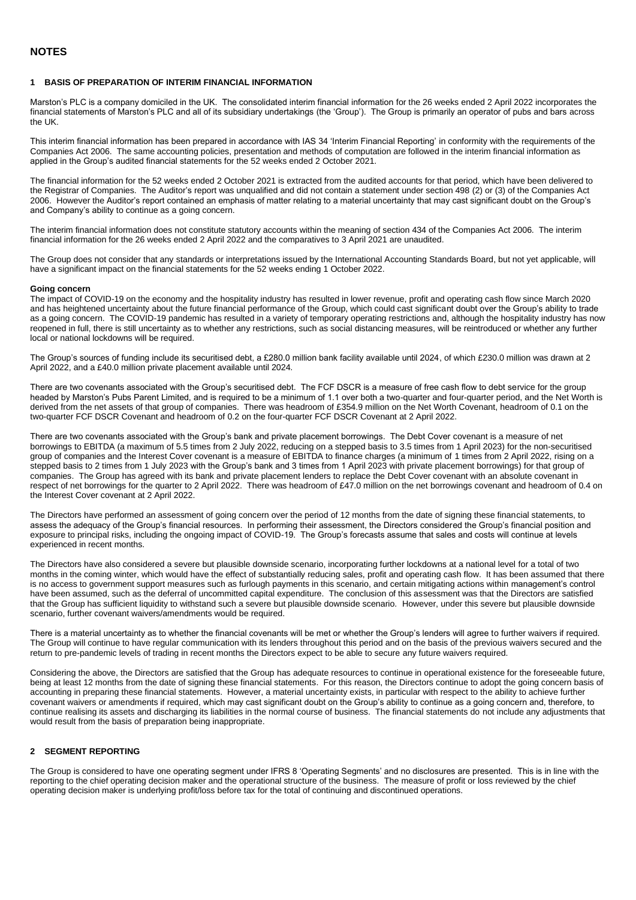# NOTES

### 1 BASIS OF PREPARATION OF INTERIM FINANCIAL INFORMATION

Marston's PLC is a company domiciled in the UK. The consolidated interim financial information for the 26 weeks ended 2 April 2022 incorporates the financial statements of Marston's PLC and all of its subsidiary undertakings (the 'Group'). The Group is primarily an operator of pubs and bars across the UK.

This interim financial information has been prepared in accordance with IAS 34 'Interim Financial Reporting' in conformity with the requirements of the Companies Act 2006. The same accounting policies, presentation and methods of computation are followed in the interim financial information as applied in the Group's audited financial statements for the 52 weeks ended 2 October 2021.

The financial information for the 52 weeks ended 2 October 2021 is extracted from the audited accounts for that period, which have been delivered to the Registrar of Companies. The Auditor's report was unqualified and did not contain a statement under section 498 (2) or (3) of the Companies Act 2006. However the Auditor's report contained an emphasis of matter relating to a material uncertainty that may cast significant doubt on the Group's and Company's ability to continue as a going concern.

The interim financial information does not constitute statutory accounts within the meaning of section 434 of the Companies Act 2006. The interim financial information for the 26 weeks ended 2 April 2022 and the comparatives to 3 April 2021 are unaudited.

The Group does not consider that any standards or interpretations issued by the International Accounting Standards Board, but not yet applicable, will have a significant impact on the financial statements for the 52 weeks ending 1 October 2022.

**Going concern**

The impact of COVID-19 on the economy and the hospitality industry has resulted in lower revenue, profit and operating cash flow since March 2020 and has heightened uncertainty about the future financial performance of the Group, which could cast significant doubt over the Group's ability to trade as a going concern. The COVID-19 pandemic has resulted in a variety of temporary operating restrictions and, although the hospitality industry has now reopened in full, there is still uncertainty as to whether any restrictions, such as social distancing measures, will be reintroduced or whether any further local or national lockdowns will be required.

The Group's sources of funding include its securitised debt, a £280.0 million bank facility available until 2024, of which £230.0 million was drawn at 2 April 2022, and a £40.0 million private placement available until 2024.

There are two covenants associated with the Group's securitised debt. The FCF DSCR is a measure of free cash flow to debt service for the group headed by Marston's Pubs Parent Limited, and is required to be a minimum of 1.1 over both a two-quarter and four-quarter period, and the Net Worth is derived from the net assets of that group of companies. There was headroom of £354.9 million on the Net Worth Covenant, headroom of 0.1 on the two-quarter FCF DSCR Covenant and headroom of 0.2 on the four-quarter FCF DSCR Covenant at 2 April 2022.

There are two covenants associated with the Group's bank and private placement borrowings. The Debt Cover covenant is a measure of net borrowings to EBITDA (a maximum of 5.5 times from 2 July 2022, reducing on a stepped basis to 3.5 times from 1 April 2023) for the non-securitised group of companies and the Interest Cover covenant is a measure of EBITDA to finance charges (a minimum of 1 times from 2 April 2022, rising on a stepped basis to 2 times from 1 July 2023 with the Group's bank and 3 times from 1 April 2023 with private placement borrowings) for that group of companies. The Group has agreed with its bank and private placement lenders to replace the Debt Cover covenant with an absolute covenant in respect of net borrowings for the quarter to 2 April 2022. There was headroom of £47.0 million on the net borrowings covenant and headroom of 0.4 on the Interest Cover covenant at 2 April 2022.

The Directors have performed an assessment of going concern over the period of 12 months from the date of signing these financial statements, to assess the adequacy of the Group's financial resources. In performing their assessment, the Directors considered the Group's financial position and exposure to principal risks, including the ongoing impact of COVID-19. The Group's forecasts assume that sales and costs will continue at levels experienced in recent months.

The Directors have also considered a severe but plausible downside scenario, incorporating further lockdowns at a national level for a total of two months in the coming winter, which would have the effect of substantially reducing sales, profit and operating cash flow. It has been assumed that there is no access to government support measures such as furlough payments in this scenario, and certain mitigating actions within management's control have been assumed, such as the deferral of uncommitted capital expenditure. The conclusion of this assessment was that the Directors are satisfied that the Group has sufficient liquidity to withstand such a severe but plausible downside scenario. However, under this severe but plausible downside scenario, further covenant waivers/amendments would be required.

There is a material uncertainty as to whether the financial covenants will be met or whether the Group's lenders will agree to further waivers if required. The Group will continue to have regular communication with its lenders throughout this period and on the basis of the previous waivers secured and the return to pre-pandemic levels of trading in recent months the Directors expect to be able to secure any future waivers required.

Considering the above, the Directors are satisfied that the Group has adequate resources to continue in operational existence for the foreseeable future, being at least 12 months from the date of signing these financial statements. For this reason, the Directors continue to adopt the going concern basis of accounting in preparing these financial statements. However, a material uncertainty exists, in particular with respect to the ability to achieve further covenant waivers or amendments if required, which may cast significant doubt on the Group's ability to continue as a going concern and, therefore, to continue realising its assets and discharging its liabilities in the normal course of business. The financial statements do not include any adjustments that would result from the basis of preparation being inappropriate.

### 2 SEGMENT REPORTING

The Group is considered to have one operating segment under IFRS 8 'Operating Segments' and no disclosures are presented. This is in line with the reporting to the chief operating decision maker and the operational structure of the business. The measure of profit or loss reviewed by the chief operating decision maker is underlying profit/loss before tax for the total of continuing and discontinued operations.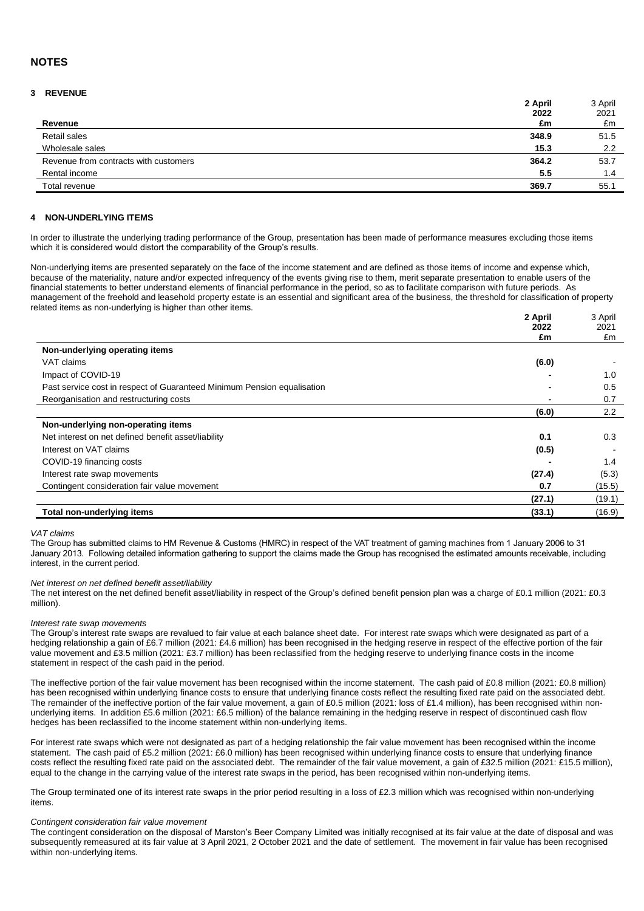## NOTES

### 3 REVENUE

| Revenue | 2 April 2022 £m | 3 April 2021 £m |
|---|---|---|
| Retail sales | **348.9** | 51.5 |
| Wholesale sales | **15.3** | 2.2 |
| Revenue from contracts with customers | **364.2** | 53.7 |
| Rental income | **5.5** | 1.4 |
| Total revenue | **369.7** | 55.1 |

### 4 NON-UNDERLYING ITEMS

In order to illustrate the underlying trading performance of the Group, presentation has been made of performance measures excluding those items which it is considered would distort the comparability of the Group's results.

Non-underlying items are presented separately on the face of the income statement and are defined as those items of income and expense which, because of the materiality, nature and/or expected infrequency of the events giving rise to them, merit separate presentation to enable users of the financial statements to better understand elements of financial performance in the period, so as to facilitate comparison with future periods. As management of the freehold and leasehold property estate is an essential and significant area of the business, the threshold for classification of property related items as non-underlying is higher than other items.

| | 2 April 2022 £m | 3 April 2021 £m |
|---|---|---|
| **Non-underlying operating items** | | |
| VAT claims | **(6.0)** | - |
| Impact of COVID-19 | **-** | 1.0 |
| Past service cost in respect of Guaranteed Minimum Pension equalisation | **-** | 0.5 |
| Reorganisation and restructuring costs | **-** | 0.7 |
| | **(6.0)** | 2.2 |
| **Non-underlying non-operating items** | | |
| Net interest on net defined benefit asset/liability | **0.1** | 0.3 |
| Interest on VAT claims | **(0.5)** | - |
| COVID-19 financing costs | **-** | 1.4 |
| Interest rate swap movements | **(27.4)** | (5.3) |
| Contingent consideration fair value movement | **0.7** | (15.5) |
| | **(27.1)** | (19.1) |
| **Total non-underlying items** | **(33.1)** | (16.9) |

*VAT claims*

The Group has submitted claims to HM Revenue & Customs (HMRC) in respect of the VAT treatment of gaming machines from 1 January 2006 to 31 January 2013. Following detailed information gathering to support the claims made the Group has recognised the estimated amounts receivable, including interest, in the current period.

*Net interest on net defined benefit asset/liability*

The net interest on the net defined benefit asset/liability in respect of the Group's defined benefit pension plan was a charge of £0.1 million (2021: £0.3 million).

*Interest rate swap movements*

The Group's interest rate swaps are revalued to fair value at each balance sheet date. For interest rate swaps which were designated as part of a hedging relationship a gain of £6.7 million (2021: £4.6 million) has been recognised in the hedging reserve in respect of the effective portion of the fair value movement and £3.5 million (2021: £3.7 million) has been reclassified from the hedging reserve to underlying finance costs in the income statement in respect of the cash paid in the period.

The ineffective portion of the fair value movement has been recognised within the income statement. The cash paid of £0.8 million (2021: £0.8 million) has been recognised within underlying finance costs to ensure that underlying finance costs reflect the resulting fixed rate paid on the associated debt. The remainder of the ineffective portion of the fair value movement, a gain of £0.5 million (2021: loss of £1.4 million), has been recognised within non-underlying items. In addition £5.6 million (2021: £6.5 million) of the balance remaining in the hedging reserve in respect of discontinued cash flow hedges has been reclassified to the income statement within non-underlying items.

For interest rate swaps which were not designated as part of a hedging relationship the fair value movement has been recognised within the income statement. The cash paid of £5.2 million (2021: £6.0 million) has been recognised within underlying finance costs to ensure that underlying finance costs reflect the resulting fixed rate paid on the associated debt. The remainder of the fair value movement, a gain of £32.5 million (2021: £15.5 million), equal to the change in the carrying value of the interest rate swaps in the period, has been recognised within non-underlying items.

The Group terminated one of its interest rate swaps in the prior period resulting in a loss of £2.3 million which was recognised within non-underlying items.

*Contingent consideration fair value movement*

The contingent consideration on the disposal of Marston's Beer Company Limited was initially recognised at its fair value at the date of disposal and was subsequently remeasured at its fair value at 3 April 2021, 2 October 2021 and the date of settlement. The movement in fair value has been recognised within non-underlying items.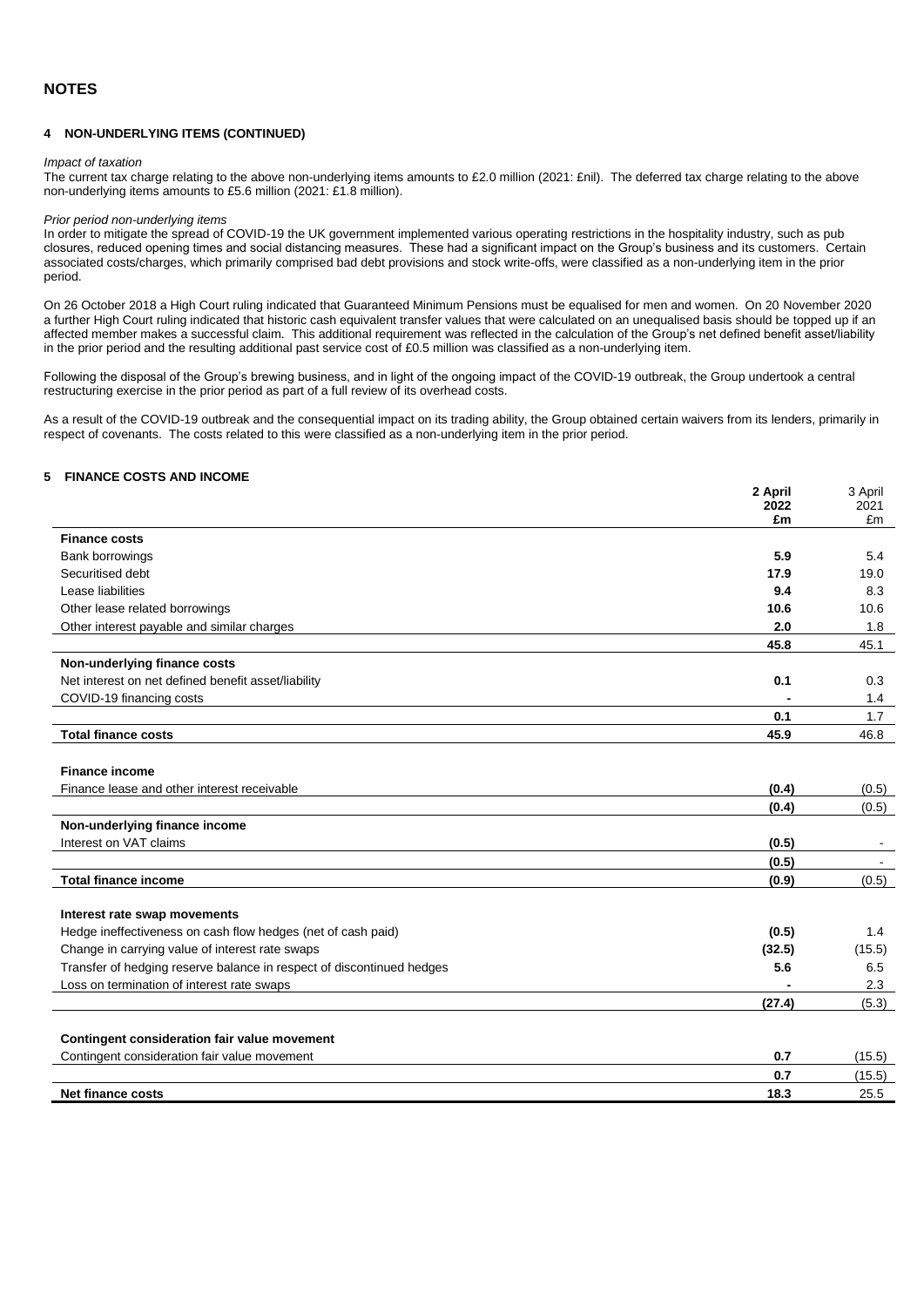## NOTES

### 4 NON-UNDERLYING ITEMS (CONTINUED)

*Impact of taxation*

The current tax charge relating to the above non-underlying items amounts to £2.0 million (2021: £nil). The deferred tax charge relating to the above non-underlying items amounts to £5.6 million (2021: £1.8 million).

*Prior period non-underlying items*

In order to mitigate the spread of COVID-19 the UK government implemented various operating restrictions in the hospitality industry, such as pub closures, reduced opening times and social distancing measures. These had a significant impact on the Group's business and its customers. Certain associated costs/charges, which primarily comprised bad debt provisions and stock write-offs, were classified as a non-underlying item in the prior period.

On 26 October 2018 a High Court ruling indicated that Guaranteed Minimum Pensions must be equalised for men and women. On 20 November 2020 a further High Court ruling indicated that historic cash equivalent transfer values that were calculated on an unequalised basis should be topped up if an affected member makes a successful claim. This additional requirement was reflected in the calculation of the Group's net defined benefit asset/liability in the prior period and the resulting additional past service cost of £0.5 million was classified as a non-underlying item.

Following the disposal of the Group's brewing business, and in light of the ongoing impact of the COVID-19 outbreak, the Group undertook a central restructuring exercise in the prior period as part of a full review of its overhead costs.

As a result of the COVID-19 outbreak and the consequential impact on its trading ability, the Group obtained certain waivers from its lenders, primarily in respect of covenants. The costs related to this were classified as a non-underlying item in the prior period.

### 5 FINANCE COSTS AND INCOME

| | **2 April 2022 £m** | 3 April 2021 £m |
|---|---|---|
| **Finance costs** | | |
| Bank borrowings | **5.9** | 5.4 |
| Securitised debt | **17.9** | 19.0 |
| Lease liabilities | **9.4** | 8.3 |
| Other lease related borrowings | **10.6** | 10.6 |
| Other interest payable and similar charges | **2.0** | 1.8 |
| | **45.8** | 45.1 |
| **Non-underlying finance costs** | | |
| Net interest on net defined benefit asset/liability | **0.1** | 0.3 |
| COVID-19 financing costs | **-** | 1.4 |
| | **0.1** | 1.7 |
| **Total finance costs** | **45.9** | 46.8 |
| | | |
| **Finance income** | | |
| Finance lease and other interest receivable | **(0.4)** | (0.5) |
| | **(0.4)** | (0.5) |
| **Non-underlying finance income** | | |
| Interest on VAT claims | **(0.5)** | - |
| | **(0.5)** | - |
| **Total finance income** | **(0.9)** | (0.5) |
| | | |
| **Interest rate swap movements** | | |
| Hedge ineffectiveness on cash flow hedges (net of cash paid) | **(0.5)** | 1.4 |
| Change in carrying value of interest rate swaps | **(32.5)** | (15.5) |
| Transfer of hedging reserve balance in respect of discontinued hedges | **5.6** | 6.5 |
| Loss on termination of interest rate swaps | **-** | 2.3 |
| | **(27.4)** | (5.3) |
| | | |
| **Contingent consideration fair value movement** | | |
| Contingent consideration fair value movement | **0.7** | (15.5) |
| | **0.7** | (15.5) |
| **Net finance costs** | **18.3** | 25.5 |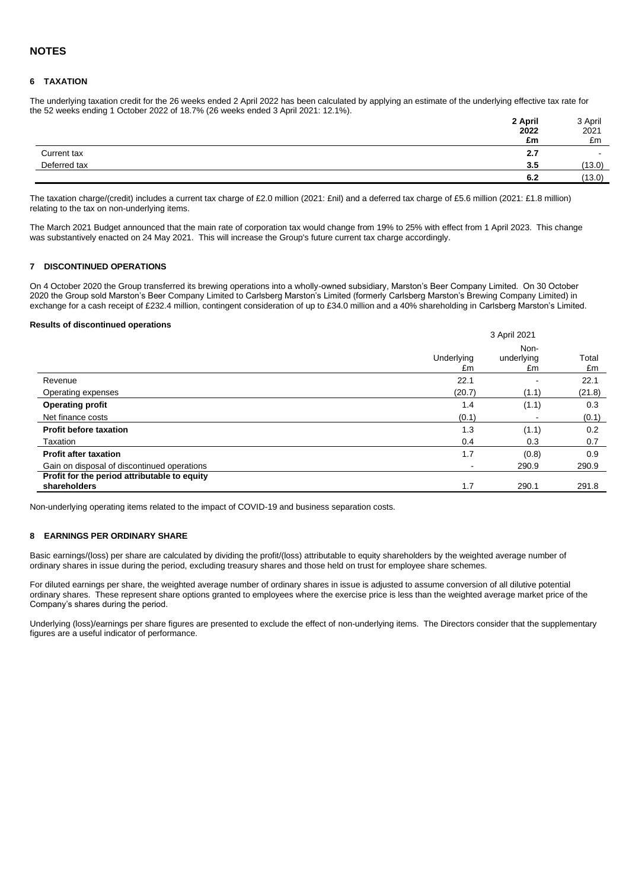# NOTES

## 6 TAXATION

The underlying taxation credit for the 26 weeks ended 2 April 2022 has been calculated by applying an estimate of the underlying effective tax rate for the 52 weeks ending 1 October 2022 of 18.7% (26 weeks ended 3 April 2021: 12.1%).

| | **2 April 2022 £m** | 3 April 2021 £m |
|---|---|---|
| Current tax | **2.7** | - |
| Deferred tax | **3.5** | (13.0) |
| | **6.2** | (13.0) |

The taxation charge/(credit) includes a current tax charge of £2.0 million (2021: £nil) and a deferred tax charge of £5.6 million (2021: £1.8 million) relating to the tax on non-underlying items.

The March 2021 Budget announced that the main rate of corporation tax would change from 19% to 25% with effect from 1 April 2023. This change was substantively enacted on 24 May 2021. This will increase the Group's future current tax charge accordingly.

## 7 DISCONTINUED OPERATIONS

On 4 October 2020 the Group transferred its brewing operations into a wholly-owned subsidiary, Marston's Beer Company Limited. On 30 October 2020 the Group sold Marston's Beer Company Limited to Carlsberg Marston's Limited (formerly Carlsberg Marston's Brewing Company Limited) in exchange for a cash receipt of £232.4 million, contingent consideration of up to £34.0 million and a 40% shareholding in Carlsberg Marston's Limited.

**Results of discontinued operations**

| | 3 April 2021 | | |
|---|---|---|---|
| | Underlying £m | Non-underlying £m | Total £m |
| Revenue | 22.1 | - | 22.1 |
| Operating expenses | (20.7) | (1.1) | (21.8) |
| **Operating profit** | 1.4 | (1.1) | 0.3 |
| Net finance costs | (0.1) | - | (0.1) |
| **Profit before taxation** | 1.3 | (1.1) | 0.2 |
| Taxation | 0.4 | 0.3 | 0.7 |
| **Profit after taxation** | 1.7 | (0.8) | 0.9 |
| Gain on disposal of discontinued operations | - | 290.9 | 290.9 |
| **Profit for the period attributable to equity shareholders** | 1.7 | 290.1 | 291.8 |

Non-underlying operating items related to the impact of COVID-19 and business separation costs.

## 8 EARNINGS PER ORDINARY SHARE

Basic earnings/(loss) per share are calculated by dividing the profit/(loss) attributable to equity shareholders by the weighted average number of ordinary shares in issue during the period, excluding treasury shares and those held on trust for employee share schemes.

For diluted earnings per share, the weighted average number of ordinary shares in issue is adjusted to assume conversion of all dilutive potential ordinary shares. These represent share options granted to employees where the exercise price is less than the weighted average market price of the Company's shares during the period.

Underlying (loss)/earnings per share figures are presented to exclude the effect of non-underlying items. The Directors consider that the supplementary figures are a useful indicator of performance.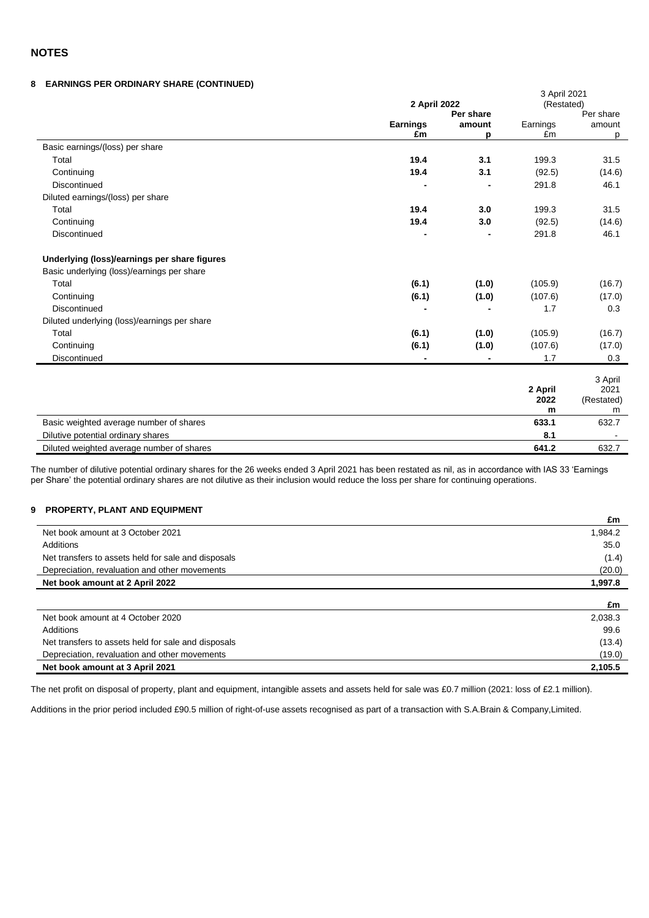## NOTES

### 8 EARNINGS PER ORDINARY SHARE (CONTINUED)

| | 2 April 2022 | | 3 April 2021 (Restated) | |
|---|---|---|---|---|
| | **Earnings £m** | **Per share amount p** | Earnings £m | Per share amount p |
| Basic earnings/(loss) per share | | | | |
| Total | **19.4** | **3.1** | 199.3 | 31.5 |
| Continuing | **19.4** | **3.1** | (92.5) | (14.6) |
| Discontinued | **-** | **-** | 291.8 | 46.1 |
| Diluted earnings/(loss) per share | | | | |
| Total | **19.4** | **3.0** | 199.3 | 31.5 |
| Continuing | **19.4** | **3.0** | (92.5) | (14.6) |
| Discontinued | **-** | **-** | 291.8 | 46.1 |
| **Underlying (loss)/earnings per share figures** | | | | |
| Basic underlying (loss)/earnings per share | | | | |
| Total | **(6.1)** | **(1.0)** | (105.9) | (16.7) |
| Continuing | **(6.1)** | **(1.0)** | (107.6) | (17.0) |
| Discontinued | **-** | **-** | 1.7 | 0.3 |
| Diluted underlying (loss)/earnings per share | | | | |
| Total | **(6.1)** | **(1.0)** | (105.9) | (16.7) |
| Continuing | **(6.1)** | **(1.0)** | (107.6) | (17.0) |
| Discontinued | **-** | **-** | 1.7 | 0.3 |

| | **2 April 2022 m** | 3 April 2021 (Restated) m |
|---|---|---|
| Basic weighted average number of shares | **633.1** | 632.7 |
| Dilutive potential ordinary shares | **8.1** | - |
| Diluted weighted average number of shares | **641.2** | 632.7 |

The number of dilutive potential ordinary shares for the 26 weeks ended 3 April 2021 has been restated as nil, as in accordance with IAS 33 'Earnings per Share' the potential ordinary shares are not dilutive as their inclusion would reduce the loss per share for continuing operations.

### 9 PROPERTY, PLANT AND EQUIPMENT

| | £m |
|---|---|
| Net book amount at 3 October 2021 | 1,984.2 |
| Additions | 35.0 |
| Net transfers to assets held for sale and disposals | (1.4) |
| Depreciation, revaluation and other movements | (20.0) |
| **Net book amount at 2 April 2022** | **1,997.8** |

| | £m |
|---|---|
| Net book amount at 4 October 2020 | 2,038.3 |
| Additions | 99.6 |
| Net transfers to assets held for sale and disposals | (13.4) |
| Depreciation, revaluation and other movements | (19.0) |
| **Net book amount at 3 April 2021** | **2,105.5** |

The net profit on disposal of property, plant and equipment, intangible assets and assets held for sale was £0.7 million (2021: loss of £2.1 million).

Additions in the prior period included £90.5 million of right-of-use assets recognised as part of a transaction with S.A.Brain & Company,Limited.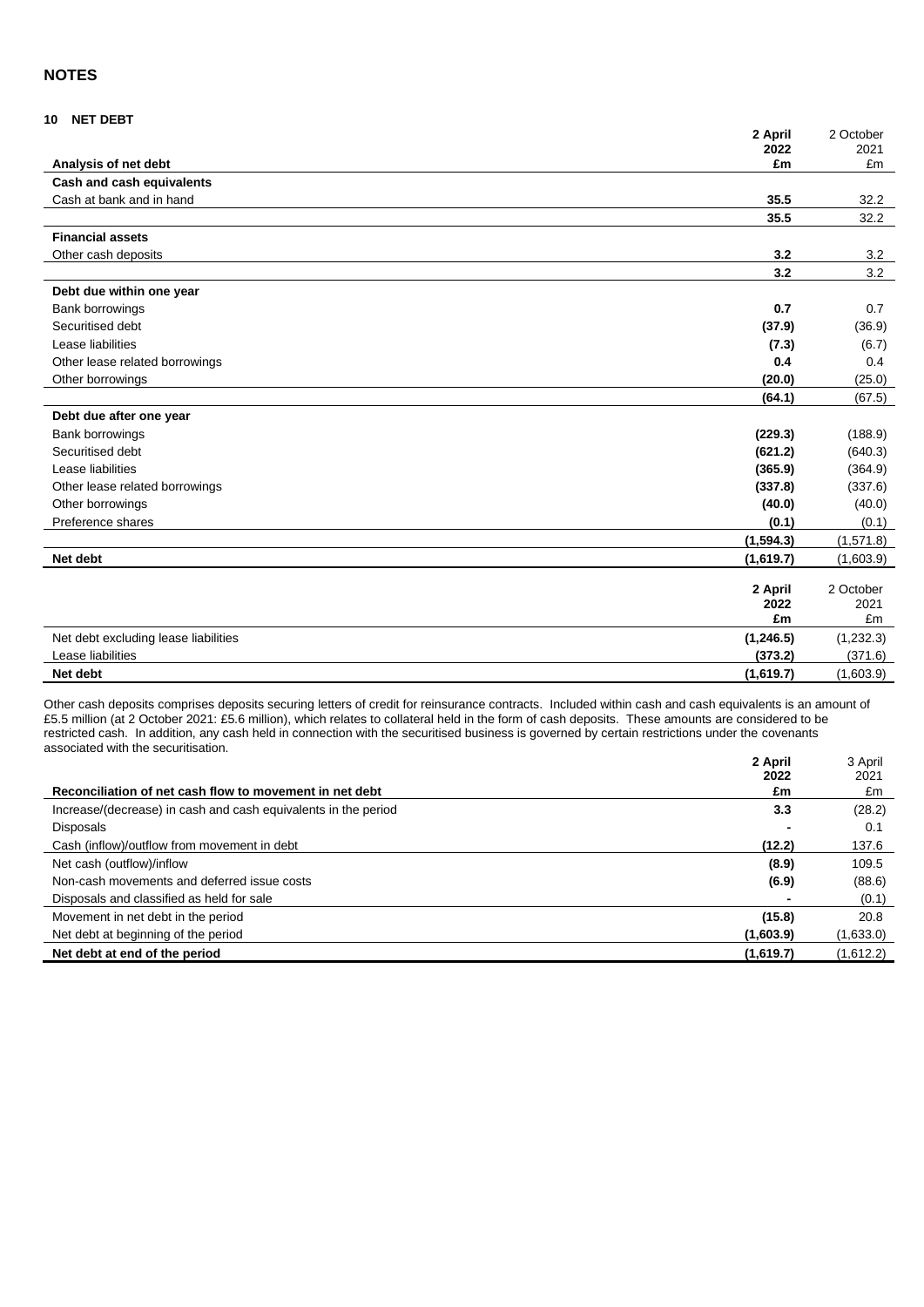## NOTES

### 10 NET DEBT

| Analysis of net debt | 2 April 2022 £m | 2 October 2021 £m |
|---|---|---|
| **Cash and cash equivalents** | | |
| Cash at bank and in hand | **35.5** | 32.2 |
| | **35.5** | 32.2 |
| **Financial assets** | | |
| Other cash deposits | **3.2** | 3.2 |
| | **3.2** | 3.2 |
| **Debt due within one year** | | |
| Bank borrowings | **0.7** | 0.7 |
| Securitised debt | **(37.9)** | (36.9) |
| Lease liabilities | **(7.3)** | (6.7) |
| Other lease related borrowings | **0.4** | 0.4 |
| Other borrowings | **(20.0)** | (25.0) |
| | **(64.1)** | (67.5) |
| **Debt due after one year** | | |
| Bank borrowings | **(229.3)** | (188.9) |
| Securitised debt | **(621.2)** | (640.3) |
| Lease liabilities | **(365.9)** | (364.9) |
| Other lease related borrowings | **(337.8)** | (337.6) |
| Other borrowings | **(40.0)** | (40.0) |
| Preference shares | **(0.1)** | (0.1) |
| | **(1,594.3)** | (1,571.8) |
| **Net debt** | **(1,619.7)** | (1,603.9) |

| | 2 April 2022 £m | 2 October 2021 £m |
|---|---|---|
| Net debt excluding lease liabilities | **(1,246.5)** | (1,232.3) |
| Lease liabilities | **(373.2)** | (371.6) |
| **Net debt** | **(1,619.7)** | (1,603.9) |

Other cash deposits comprises deposits securing letters of credit for reinsurance contracts. Included within cash and cash equivalents is an amount of £5.5 million (at 2 October 2021: £5.6 million), which relates to collateral held in the form of cash deposits. These amounts are considered to be restricted cash. In addition, any cash held in connection with the securitised business is governed by certain restrictions under the covenants associated with the securitisation.

| Reconciliation of net cash flow to movement in net debt | 2 April 2022 £m | 3 April 2021 £m |
|---|---|---|
| Increase/(decrease) in cash and cash equivalents in the period | **3.3** | (28.2) |
| Disposals | **-** | 0.1 |
| Cash (inflow)/outflow from movement in debt | **(12.2)** | 137.6 |
| Net cash (outflow)/inflow | **(8.9)** | 109.5 |
| Non-cash movements and deferred issue costs | **(6.9)** | (88.6) |
| Disposals and classified as held for sale | **-** | (0.1) |
| Movement in net debt in the period | **(15.8)** | 20.8 |
| Net debt at beginning of the period | **(1,603.9)** | (1,633.0) |
| **Net debt at end of the period** | **(1,619.7)** | (1,612.2) |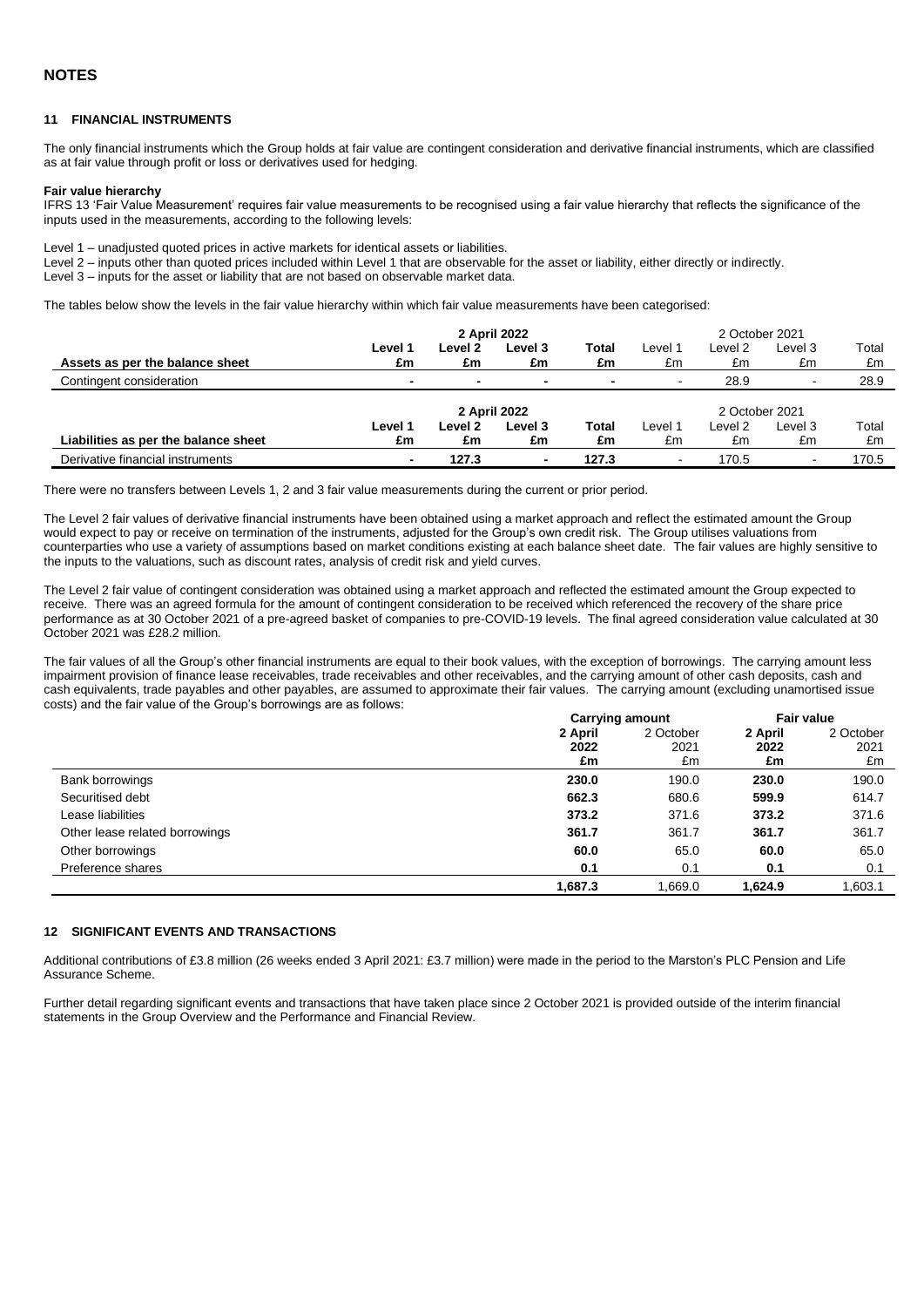# NOTES

## 11 FINANCIAL INSTRUMENTS

The only financial instruments which the Group holds at fair value are contingent consideration and derivative financial instruments, which are classified as at fair value through profit or loss or derivatives used for hedging.

**Fair value hierarchy**

IFRS 13 'Fair Value Measurement' requires fair value measurements to be recognised using a fair value hierarchy that reflects the significance of the inputs used in the measurements, according to the following levels:

Level 1 – unadjusted quoted prices in active markets for identical assets or liabilities.
Level 2 – inputs other than quoted prices included within Level 1 that are observable for the asset or liability, either directly or indirectly.
Level 3 – inputs for the asset or liability that are not based on observable market data.

The tables below show the levels in the fair value hierarchy within which fair value measurements have been categorised:

| | **2 April 2022** | | | | 2 October 2021 | | | |
|---|---|---|---|---|---|---|---|---|
| | **Level 1** | **Level 2** | **Level 3** | **Total** | Level 1 | Level 2 | Level 3 | Total |
| **Assets as per the balance sheet** | **£m** | **£m** | **£m** | **£m** | £m | £m | £m | £m |
| Contingent consideration | **-** | **-** | **-** | **-** | - | 28.9 | - | 28.9 |

| | **2 April 2022** | | | | 2 October 2021 | | | |
|---|---|---|---|---|---|---|---|---|
| | **Level 1** | **Level 2** | **Level 3** | **Total** | Level 1 | Level 2 | Level 3 | Total |
| **Liabilities as per the balance sheet** | **£m** | **£m** | **£m** | **£m** | £m | £m | £m | £m |
| Derivative financial instruments | **-** | **127.3** | **-** | **127.3** | - | 170.5 | - | 170.5 |

There were no transfers between Levels 1, 2 and 3 fair value measurements during the current or prior period.

The Level 2 fair values of derivative financial instruments have been obtained using a market approach and reflect the estimated amount the Group would expect to pay or receive on termination of the instruments, adjusted for the Group's own credit risk. The Group utilises valuations from counterparties who use a variety of assumptions based on market conditions existing at each balance sheet date. The fair values are highly sensitive to the inputs to the valuations, such as discount rates, analysis of credit risk and yield curves.

The Level 2 fair value of contingent consideration was obtained using a market approach and reflected the estimated amount the Group expected to receive. There was an agreed formula for the amount of contingent consideration to be received which referenced the recovery of the share price performance as at 30 October 2021 of a pre-agreed basket of companies to pre-COVID-19 levels. The final agreed consideration value calculated at 30 October 2021 was £28.2 million.

The fair values of all the Group's other financial instruments are equal to their book values, with the exception of borrowings. The carrying amount less impairment provision of finance lease receivables, trade receivables and other receivables, and the carrying amount of other cash deposits, cash and cash equivalents, trade payables and other payables, are assumed to approximate their fair values. The carrying amount (excluding unamortised issue costs) and the fair value of the Group's borrowings are as follows:

| | **Carrying amount** | | **Fair value** | |
|---|---|---|---|---|
| | **2 April 2022** | 2 October 2021 | **2 April 2022** | 2 October 2021 |
| | **£m** | £m | **£m** | £m |
| Bank borrowings | **230.0** | 190.0 | **230.0** | 190.0 |
| Securitised debt | **662.3** | 680.6 | **599.9** | 614.7 |
| Lease liabilities | **373.2** | 371.6 | **373.2** | 371.6 |
| Other lease related borrowings | **361.7** | 361.7 | **361.7** | 361.7 |
| Other borrowings | **60.0** | 65.0 | **60.0** | 65.0 |
| Preference shares | **0.1** | 0.1 | **0.1** | 0.1 |
| | **1,687.3** | 1,669.0 | **1,624.9** | 1,603.1 |

## 12 SIGNIFICANT EVENTS AND TRANSACTIONS

Additional contributions of £3.8 million (26 weeks ended 3 April 2021: £3.7 million) were made in the period to the Marston's PLC Pension and Life Assurance Scheme.

Further detail regarding significant events and transactions that have taken place since 2 October 2021 is provided outside of the interim financial statements in the Group Overview and the Performance and Financial Review.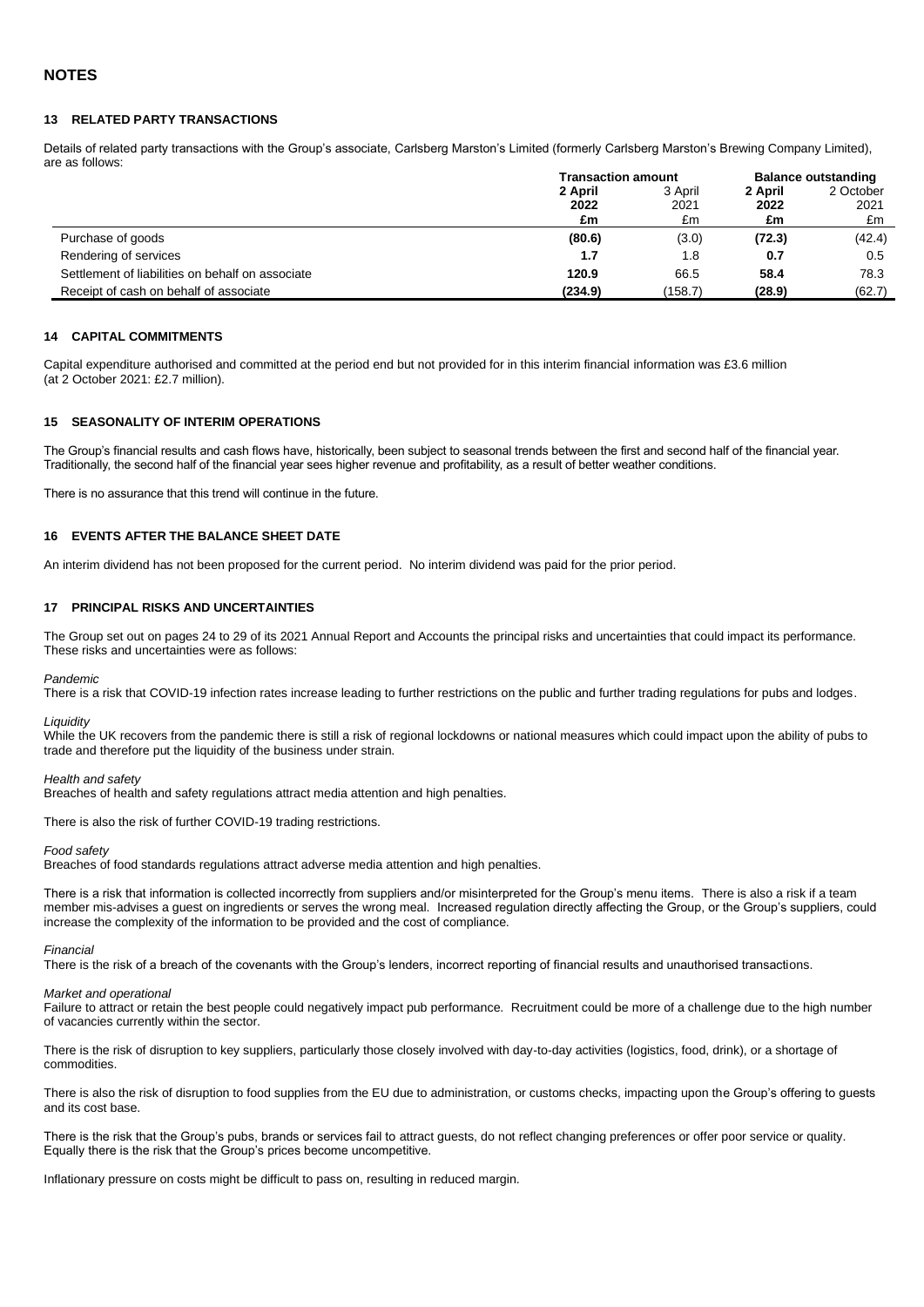## NOTES

### 13 RELATED PARTY TRANSACTIONS

Details of related party transactions with the Group's associate, Carlsberg Marston's Limited (formerly Carlsberg Marston's Brewing Company Limited), are as follows:

| | Transaction amount | | Balance outstanding | |
|---|---|---|---|---|
| | **2 April 2022 £m** | 3 April 2021 £m | **2 April 2022 £m** | 2 October 2021 £m |
| Purchase of goods | **(80.6)** | (3.0) | **(72.3)** | (42.4) |
| Rendering of services | **1.7** | 1.8 | **0.7** | 0.5 |
| Settlement of liabilities on behalf on associate | **120.9** | 66.5 | **58.4** | 78.3 |
| Receipt of cash on behalf of associate | **(234.9)** | (158.7) | **(28.9)** | (62.7) |

### 14 CAPITAL COMMITMENTS

Capital expenditure authorised and committed at the period end but not provided for in this interim financial information was £3.6 million (at 2 October 2021: £2.7 million).

### 15 SEASONALITY OF INTERIM OPERATIONS

The Group's financial results and cash flows have, historically, been subject to seasonal trends between the first and second half of the financial year. Traditionally, the second half of the financial year sees higher revenue and profitability, as a result of better weather conditions.

There is no assurance that this trend will continue in the future.

### 16 EVENTS AFTER THE BALANCE SHEET DATE

An interim dividend has not been proposed for the current period. No interim dividend was paid for the prior period.

### 17 PRINCIPAL RISKS AND UNCERTAINTIES

The Group set out on pages 24 to 29 of its 2021 Annual Report and Accounts the principal risks and uncertainties that could impact its performance. These risks and uncertainties were as follows:

*Pandemic*
There is a risk that COVID-19 infection rates increase leading to further restrictions on the public and further trading regulations for pubs and lodges.

*Liquidity*
While the UK recovers from the pandemic there is still a risk of regional lockdowns or national measures which could impact upon the ability of pubs to trade and therefore put the liquidity of the business under strain.

*Health and safety*
Breaches of health and safety regulations attract media attention and high penalties.

There is also the risk of further COVID-19 trading restrictions.

*Food safety*
Breaches of food standards regulations attract adverse media attention and high penalties.

There is a risk that information is collected incorrectly from suppliers and/or misinterpreted for the Group's menu items. There is also a risk if a team member mis-advises a guest on ingredients or serves the wrong meal. Increased regulation directly affecting the Group, or the Group's suppliers, could increase the complexity of the information to be provided and the cost of compliance.

*Financial*
There is the risk of a breach of the covenants with the Group's lenders, incorrect reporting of financial results and unauthorised transactions.

*Market and operational*
Failure to attract or retain the best people could negatively impact pub performance. Recruitment could be more of a challenge due to the high number of vacancies currently within the sector.

There is the risk of disruption to key suppliers, particularly those closely involved with day-to-day activities (logistics, food, drink), or a shortage of commodities.

There is also the risk of disruption to food supplies from the EU due to administration, or customs checks, impacting upon the Group's offering to guests and its cost base.

There is the risk that the Group's pubs, brands or services fail to attract guests, do not reflect changing preferences or offer poor service or quality. Equally there is the risk that the Group's prices become uncompetitive.

Inflationary pressure on costs might be difficult to pass on, resulting in reduced margin.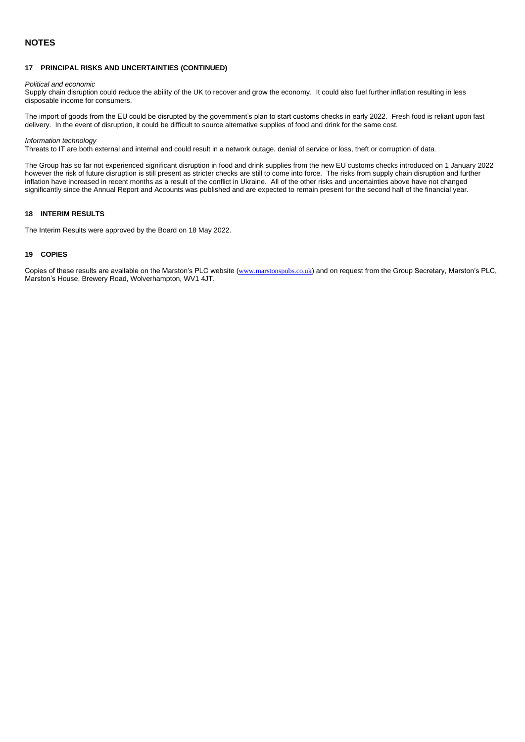# NOTES

### 17 PRINCIPAL RISKS AND UNCERTAINTIES (CONTINUED)

*Political and economic*

Supply chain disruption could reduce the ability of the UK to recover and grow the economy. It could also fuel further inflation resulting in less disposable income for consumers.

The import of goods from the EU could be disrupted by the government's plan to start customs checks in early 2022. Fresh food is reliant upon fast delivery. In the event of disruption, it could be difficult to source alternative supplies of food and drink for the same cost.

*Information technology*

Threats to IT are both external and internal and could result in a network outage, denial of service or loss, theft or corruption of data.

The Group has so far not experienced significant disruption in food and drink supplies from the new EU customs checks introduced on 1 January 2022 however the risk of future disruption is still present as stricter checks are still to come into force. The risks from supply chain disruption and further inflation have increased in recent months as a result of the conflict in Ukraine. All of the other risks and uncertainties above have not changed significantly since the Annual Report and Accounts was published and are expected to remain present for the second half of the financial year.

### 18 INTERIM RESULTS

The Interim Results were approved by the Board on 18 May 2022.

### 19 COPIES

Copies of these results are available on the Marston's PLC website (www.marstonspubs.co.uk) and on request from the Group Secretary, Marston's PLC, Marston's House, Brewery Road, Wolverhampton, WV1 4JT.